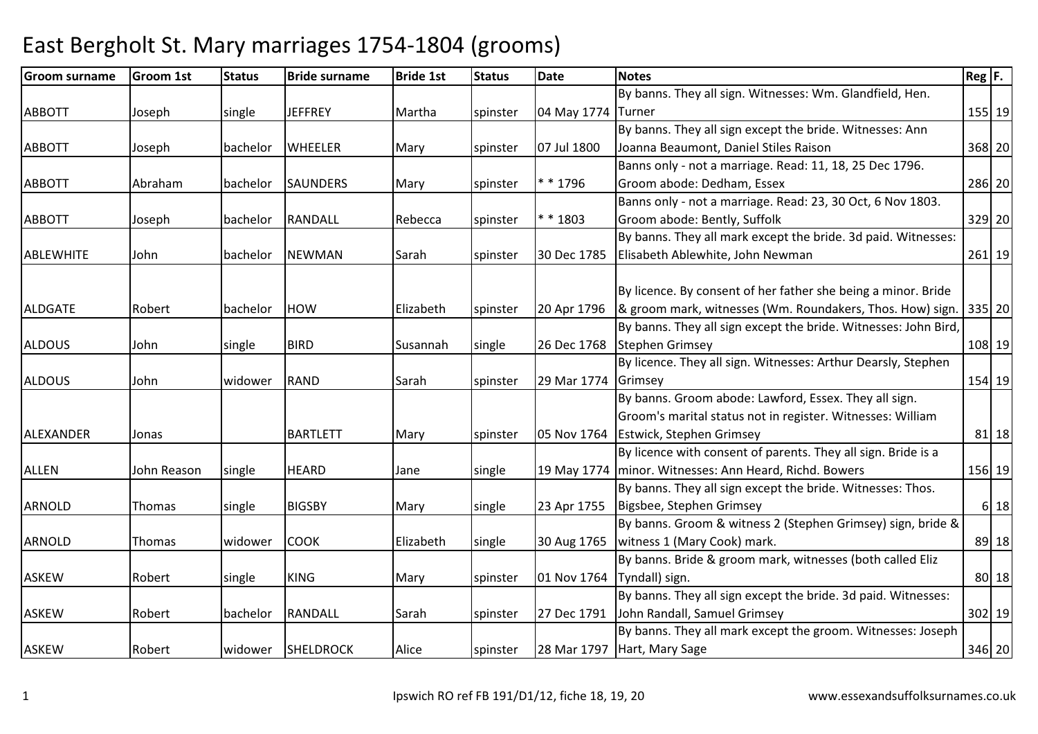# East Bergholt St. Mary marriages 1754-1804 (grooms)

| Groom surname | Groom 1st | Status | Bride surname | Bride 1st | Status | Date | Notes | Reg | F. |
|---|---|---|---|---|---|---|---|---|---|
| ABBOTT | Joseph | single | JEFFREY | Martha | spinster | 04 May 1774 | By banns. They all sign. Witnesses: Wm. Glandfield, Hen. Turner | 155 | 19 |
| ABBOTT | Joseph | bachelor | WHEELER | Mary | spinster | 07 Jul 1800 | By banns. They all sign except the bride. Witnesses: Ann Joanna Beaumont, Daniel Stiles Raison | 368 | 20 |
| ABBOTT | Abraham | bachelor | SAUNDERS | Mary | spinster | * * 1796 | Banns only - not a marriage. Read: 11, 18, 25 Dec 1796. Groom abode: Dedham, Essex | 286 | 20 |
| ABBOTT | Joseph | bachelor | RANDALL | Rebecca | spinster | * * 1803 | Banns only - not a marriage. Read: 23, 30 Oct, 6 Nov 1803. Groom abode: Bently, Suffolk | 329 | 20 |
| ABLEWHITE | John | bachelor | NEWMAN | Sarah | spinster | 30 Dec 1785 | By banns. They all mark except the bride. 3d paid. Witnesses: Elisabeth Ablewhite, John Newman | 261 | 19 |
| ALDGATE | Robert | bachelor | HOW | Elizabeth | spinster | 20 Apr 1796 | By licence. By consent of her father she being a minor. Bride & groom mark, witnesses (Wm. Roundakers, Thos. How) sign. | 335 | 20 |
| ALDOUS | John | single | BIRD | Susannah | single | 26 Dec 1768 | By banns. They all sign except the bride. Witnesses: John Bird, Stephen Grimsey | 108 | 19 |
| ALDOUS | John | widower | RAND | Sarah | spinster | 29 Mar 1774 | By licence. They all sign. Witnesses: Arthur Dearsly, Stephen Grimsey | 154 | 19 |
| ALEXANDER | Jonas | | BARTLETT | Mary | spinster | 05 Nov 1764 | By banns. Groom abode: Lawford, Essex. They all sign. Groom's marital status not in register. Witnesses: William Estwick, Stephen Grimsey | 81 | 18 |
| ALLEN | John Reason | single | HEARD | Jane | single | 19 May 1774 | By licence with consent of parents. They all sign. Bride is a minor. Witnesses: Ann Heard, Richd. Bowers | 156 | 19 |
| ARNOLD | Thomas | single | BIGSBY | Mary | single | 23 Apr 1755 | By banns. They all sign except the bride. Witnesses: Thos. Bigsbee, Stephen Grimsey | 6 | 18 |
| ARNOLD | Thomas | widower | COOK | Elizabeth | single | 30 Aug 1765 | By banns. Groom & witness 2 (Stephen Grimsey) sign, bride & witness 1 (Mary Cook) mark. | 89 | 18 |
| ASKEW | Robert | single | KING | Mary | spinster | 01 Nov 1764 | By banns. Bride & groom mark, witnesses (both called Eliz Tyndall) sign. | 80 | 18 |
| ASKEW | Robert | bachelor | RANDALL | Sarah | spinster | 27 Dec 1791 | By banns. They all sign except the bride. 3d paid. Witnesses: John Randall, Samuel Grimsey | 302 | 19 |
| ASKEW | Robert | widower | SHELDROCK | Alice | spinster | 28 Mar 1797 | By banns. They all mark except the groom. Witnesses: Joseph Hart, Mary Sage | 346 | 20 |

Ipswich RO ref FB 191/D1/12, fiche 18, 19, 20 www.essexandsuffolksurnames.co.uk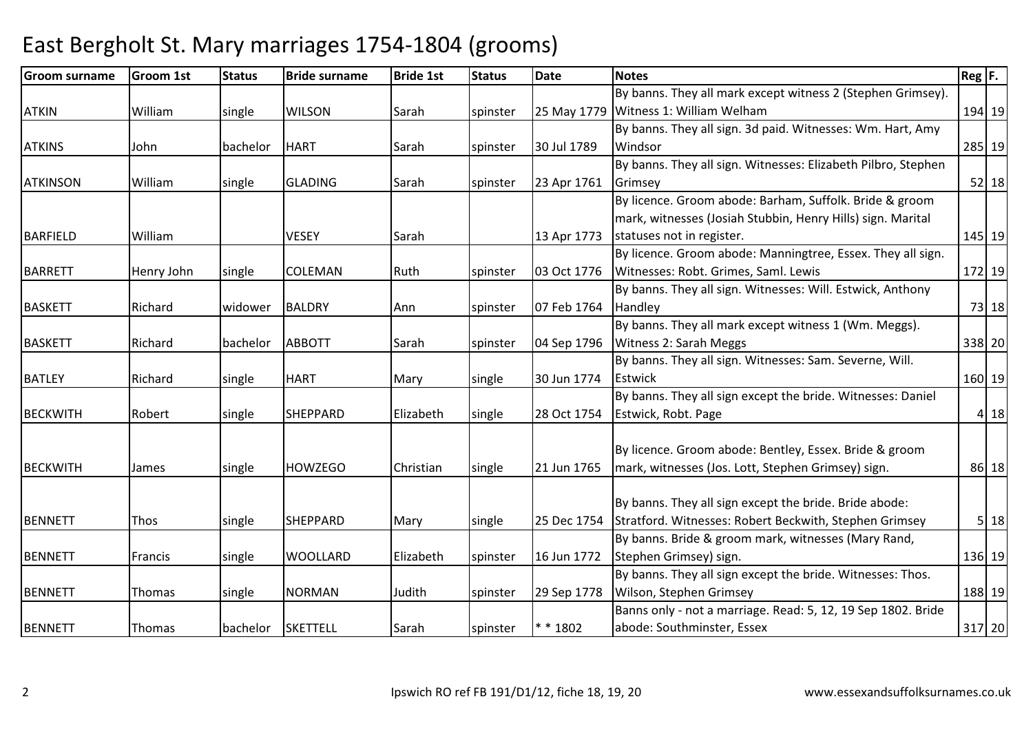# East Bergholt St. Mary marriages 1754-1804 (grooms)

| Groom surname | Groom 1st | Status | Bride surname | Bride 1st | Status | Date | Notes | Reg | F. |
|---|---|---|---|---|---|---|---|---|---|
| ATKIN | William | single | WILSON | Sarah | spinster | 25 May 1779 | By banns. They all mark except witness 2 (Stephen Grimsey). Witness 1: William Welham | 194 | 19 |
| ATKINS | John | bachelor | HART | Sarah | spinster | 30 Jul 1789 | By banns. They all sign. 3d paid. Witnesses: Wm. Hart, Amy Windsor | 285 | 19 |
| ATKINSON | William | single | GLADING | Sarah | spinster | 23 Apr 1761 | By banns. They all sign. Witnesses: Elizabeth Pilbro, Stephen Grimsey | 52 | 18 |
| BARFIELD | William | | VESEY | Sarah | | 13 Apr 1773 | By licence. Groom abode: Barham, Suffolk. Bride & groom mark, witnesses (Josiah Stubbin, Henry Hills) sign. Marital statuses not in register. | 145 | 19 |
| BARRETT | Henry John | single | COLEMAN | Ruth | spinster | 03 Oct 1776 | By licence. Groom abode: Manningtree, Essex. They all sign. Witnesses: Robt. Grimes, Saml. Lewis | 172 | 19 |
| BASKETT | Richard | widower | BALDRY | Ann | spinster | 07 Feb 1764 | By banns. They all sign. Witnesses: Will. Estwick, Anthony Handley | 73 | 18 |
| BASKETT | Richard | bachelor | ABBOTT | Sarah | spinster | 04 Sep 1796 | By banns. They all mark except witness 1 (Wm. Meggs). Witness 2: Sarah Meggs | 338 | 20 |
| BATLEY | Richard | single | HART | Mary | single | 30 Jun 1774 | By banns. They all sign. Witnesses: Sam. Severne, Will. Estwick | 160 | 19 |
| BECKWITH | Robert | single | SHEPPARD | Elizabeth | single | 28 Oct 1754 | By banns. They all sign except the bride. Witnesses: Daniel Estwick, Robt. Page | 4 | 18 |
| BECKWITH | James | single | HOWZEGO | Christian | single | 21 Jun 1765 | By licence. Groom abode: Bentley, Essex. Bride & groom mark, witnesses (Jos. Lott, Stephen Grimsey) sign. | 86 | 18 |
| BENNETT | Thos | single | SHEPPARD | Mary | single | 25 Dec 1754 | By banns. They all sign except the bride. Bride abode: Stratford. Witnesses: Robert Beckwith, Stephen Grimsey | 5 | 18 |
| BENNETT | Francis | single | WOOLLARD | Elizabeth | spinster | 16 Jun 1772 | By banns. Bride & groom mark, witnesses (Mary Rand, Stephen Grimsey) sign. | 136 | 19 |
| BENNETT | Thomas | single | NORMAN | Judith | spinster | 29 Sep 1778 | By banns. They all sign except the bride. Witnesses: Thos. Wilson, Stephen Grimsey | 188 | 19 |
| BENNETT | Thomas | bachelor | SKETTELL | Sarah | spinster | * * 1802 | Banns only - not a marriage. Read: 5, 12, 19 Sep 1802. Bride abode: Southminster, Essex | 317 | 20 |

Ipswich RO ref FB 191/D1/12, fiche 18, 19, 20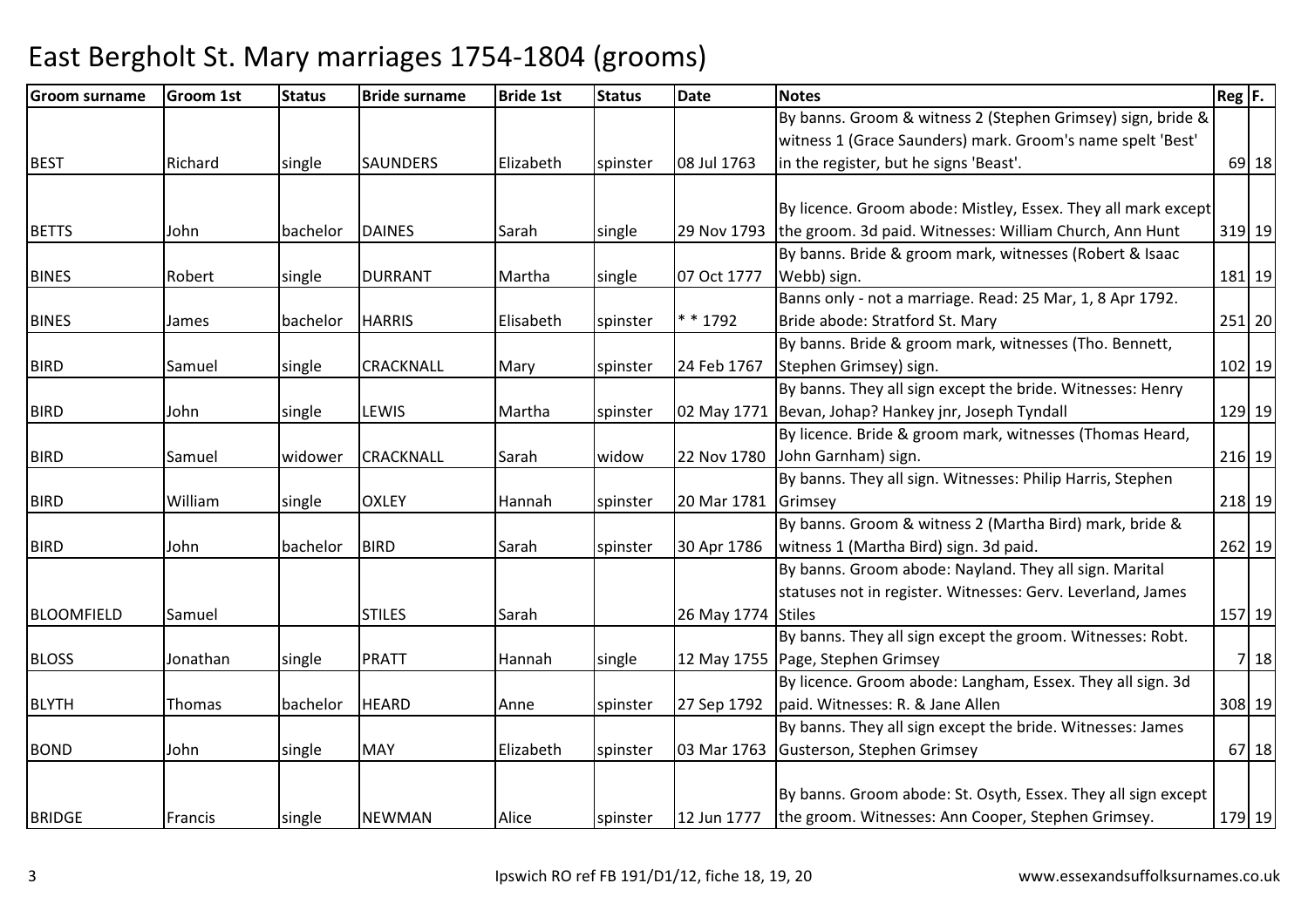# East Bergholt St. Mary marriages 1754-1804 (grooms)

| Groom surname | Groom 1st | Status | Bride surname | Bride 1st | Status | Date | Notes | Reg | F. |
|---|---|---|---|---|---|---|---|---|---|
| BEST | Richard | single | SAUNDERS | Elizabeth | spinster | 08 Jul 1763 | By banns. Groom & witness 2 (Stephen Grimsey) sign, bride & witness 1 (Grace Saunders) mark. Groom's name spelt 'Best' in the register, but he signs 'Beast'. | 69 | 18 |
| BETTS | John | bachelor | DAINES | Sarah | single | 29 Nov 1793 | By licence. Groom abode: Mistley, Essex. They all mark except the groom. 3d paid. Witnesses: William Church, Ann Hunt | 319 | 19 |
| BINES | Robert | single | DURRANT | Martha | single | 07 Oct 1777 | By banns. Bride & groom mark, witnesses (Robert & Isaac Webb) sign. | 181 | 19 |
| BINES | James | bachelor | HARRIS | Elisabeth | spinster | * * 1792 | Banns only - not a marriage. Read: 25 Mar, 1, 8 Apr 1792. Bride abode: Stratford St. Mary | 251 | 20 |
| BIRD | Samuel | single | CRACKNALL | Mary | spinster | 24 Feb 1767 | By banns. Bride & groom mark, witnesses (Tho. Bennett, Stephen Grimsey) sign. | 102 | 19 |
| BIRD | John | single | LEWIS | Martha | spinster | 02 May 1771 | By banns. They all sign except the bride. Witnesses: Henry Bevan, Johap? Hankey jnr, Joseph Tyndall | 129 | 19 |
| BIRD | Samuel | widower | CRACKNALL | Sarah | widow | 22 Nov 1780 | By licence. Bride & groom mark, witnesses (Thomas Heard, John Garnham) sign. | 216 | 19 |
| BIRD | William | single | OXLEY | Hannah | spinster | 20 Mar 1781 | By banns. They all sign. Witnesses: Philip Harris, Stephen Grimsey | 218 | 19 |
| BIRD | John | bachelor | BIRD | Sarah | spinster | 30 Apr 1786 | By banns. Groom & witness 2 (Martha Bird) mark, bride & witness 1 (Martha Bird) sign. 3d paid. | 262 | 19 |
| BLOOMFIELD | Samuel | | STILES | Sarah | | 26 May 1774 | By banns. Groom abode: Nayland. They all sign. Marital statuses not in register. Witnesses: Gerv. Leverland, James Stiles | 157 | 19 |
| BLOSS | Jonathan | single | PRATT | Hannah | single | 12 May 1755 | By banns. They all sign except the groom. Witnesses: Robt. Page, Stephen Grimsey | 7 | 18 |
| BLYTH | Thomas | bachelor | HEARD | Anne | spinster | 27 Sep 1792 | By licence. Groom abode: Langham, Essex. They all sign. 3d paid. Witnesses: R. & Jane Allen | 308 | 19 |
| BOND | John | single | MAY | Elizabeth | spinster | 03 Mar 1763 | By banns. They all sign except the bride. Witnesses: James Gusterson, Stephen Grimsey | 67 | 18 |
| BRIDGE | Francis | single | NEWMAN | Alice | spinster | 12 Jun 1777 | By banns. Groom abode: St. Osyth, Essex. They all sign except the groom. Witnesses: Ann Cooper, Stephen Grimsey. | 179 | 19 |

Ipswich RO ref FB 191/D1/12, fiche 18, 19, 20 www.essexandsuffolksurnames.co.uk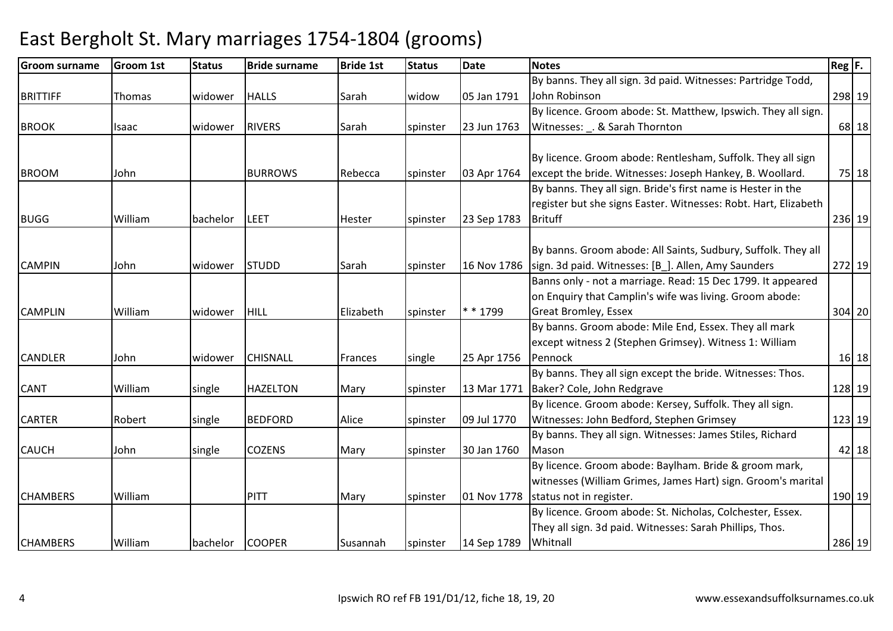# East Bergholt St. Mary marriages 1754-1804 (grooms)

| Groom surname | Groom 1st | Status | Bride surname | Bride 1st | Status | Date | Notes | Reg | F. |
|---|---|---|---|---|---|---|---|---|---|
| BRITTIFF | Thomas | widower | HALLS | Sarah | widow | 05 Jan 1791 | By banns. They all sign. 3d paid. Witnesses: Partridge Todd, John Robinson | 298 | 19 |
| BROOK | Isaac | widower | RIVERS | Sarah | spinster | 23 Jun 1763 | By licence. Groom abode: St. Matthew, Ipswich. They all sign. Witnesses: _. & Sarah Thornton | 68 | 18 |
| BROOM | John | | BURROWS | Rebecca | spinster | 03 Apr 1764 | By licence. Groom abode: Rentlesham, Suffolk. They all sign except the bride. Witnesses: Joseph Hankey, B. Woollard. | 75 | 18 |
| BUGG | William | bachelor | LEET | Hester | spinster | 23 Sep 1783 | By banns. They all sign. Bride's first name is Hester in the register but she signs Easter. Witnesses: Robt. Hart, Elizabeth Brituff | 236 | 19 |
| CAMPIN | John | widower | STUDD | Sarah | spinster | 16 Nov 1786 | By banns. Groom abode: All Saints, Sudbury, Suffolk. They all sign. 3d paid. Witnesses: [B_]. Allen, Amy Saunders | 272 | 19 |
| CAMPLIN | William | widower | HILL | Elizabeth | spinster | * * 1799 | Banns only - not a marriage. Read: 15 Dec 1799. It appeared on Enquiry that Camplin's wife was living. Groom abode: Great Bromley, Essex | 304 | 20 |
| CANDLER | John | widower | CHISNALL | Frances | single | 25 Apr 1756 | By banns. Groom abode: Mile End, Essex. They all mark except witness 2 (Stephen Grimsey). Witness 1: William Pennock | 16 | 18 |
| CANT | William | single | HAZELTON | Mary | spinster | 13 Mar 1771 | By banns. They all sign except the bride. Witnesses: Thos. Baker? Cole, John Redgrave | 128 | 19 |
| CARTER | Robert | single | BEDFORD | Alice | spinster | 09 Jul 1770 | By licence. Groom abode: Kersey, Suffolk. They all sign. Witnesses: John Bedford, Stephen Grimsey | 123 | 19 |
| CAUCH | John | single | COZENS | Mary | spinster | 30 Jan 1760 | By banns. They all sign. Witnesses: James Stiles, Richard Mason | 42 | 18 |
| CHAMBERS | William | | PITT | Mary | spinster | 01 Nov 1778 | By licence. Groom abode: Baylham. Bride & groom mark, witnesses (William Grimes, James Hart) sign. Groom's marital status not in register. | 190 | 19 |
| CHAMBERS | William | bachelor | COOPER | Susannah | spinster | 14 Sep 1789 | By licence. Groom abode: St. Nicholas, Colchester, Essex. They all sign. 3d paid. Witnesses: Sarah Phillips, Thos. Whitnall | 286 | 19 |

Ipswich RO ref FB 191/D1/12, fiche 18, 19, 20 www.essexandsuffolksurnames.co.uk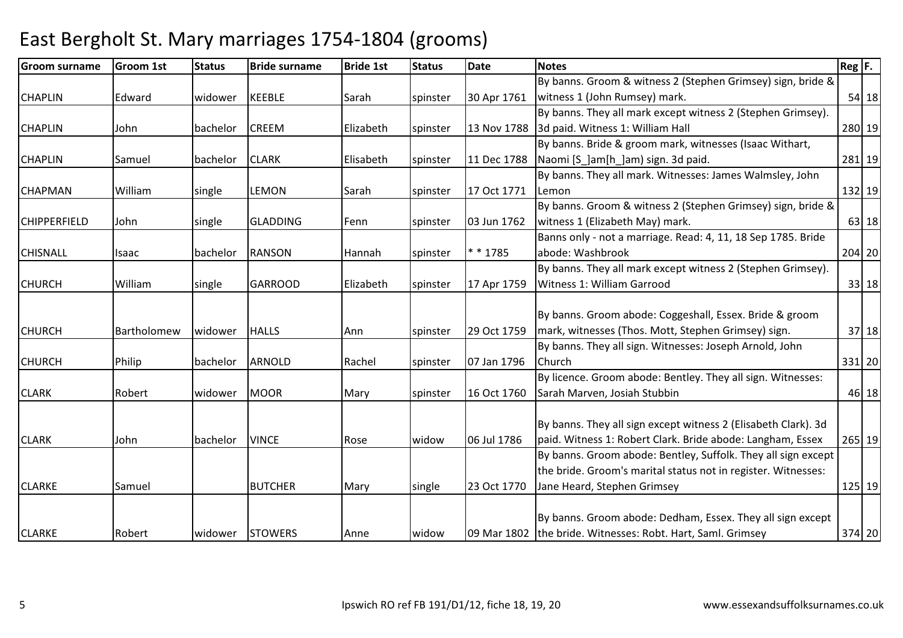# East Bergholt St. Mary marriages 1754-1804 (grooms)

| Groom surname | Groom 1st | Status | Bride surname | Bride 1st | Status | Date | Notes | Reg | F. |
|---|---|---|---|---|---|---|---|---|---|
| CHAPLIN | Edward | widower | KEEBLE | Sarah | spinster | 30 Apr 1761 | By banns. Groom & witness 2 (Stephen Grimsey) sign, bride & witness 1 (John Rumsey) mark. | 54 | 18 |
| CHAPLIN | John | bachelor | CREEM | Elizabeth | spinster | 13 Nov 1788 | By banns. They all mark except witness 2 (Stephen Grimsey). 3d paid. Witness 1: William Hall | 280 | 19 |
| CHAPLIN | Samuel | bachelor | CLARK | Elisabeth | spinster | 11 Dec 1788 | By banns. Bride & groom mark, witnesses (Isaac Withart, Naomi [S_]am[h_]am) sign. 3d paid. | 281 | 19 |
| CHAPMAN | William | single | LEMON | Sarah | spinster | 17 Oct 1771 | By banns. They all mark. Witnesses: James Walmsley, John Lemon | 132 | 19 |
| CHIPPERFIELD | John | single | GLADDING | Fenn | spinster | 03 Jun 1762 | By banns. Groom & witness 2 (Stephen Grimsey) sign, bride & witness 1 (Elizabeth May) mark. | 63 | 18 |
| CHISNALL | Isaac | bachelor | RANSON | Hannah | spinster | * * 1785 | Banns only - not a marriage. Read: 4, 11, 18 Sep 1785. Bride abode: Washbrook | 204 | 20 |
| CHURCH | William | single | GARROOD | Elizabeth | spinster | 17 Apr 1759 | By banns. They all mark except witness 2 (Stephen Grimsey). Witness 1: William Garrood | 33 | 18 |
| CHURCH | Bartholomew | widower | HALLS | Ann | spinster | 29 Oct 1759 | By banns. Groom abode: Coggeshall, Essex. Bride & groom mark, witnesses (Thos. Mott, Stephen Grimsey) sign. | 37 | 18 |
| CHURCH | Philip | bachelor | ARNOLD | Rachel | spinster | 07 Jan 1796 | By banns. They all sign. Witnesses: Joseph Arnold, John Church | 331 | 20 |
| CLARK | Robert | widower | MOOR | Mary | spinster | 16 Oct 1760 | By licence. Groom abode: Bentley. They all sign. Witnesses: Sarah Marven, Josiah Stubbin | 46 | 18 |
| CLARK | John | bachelor | VINCE | Rose | widow | 06 Jul 1786 | By banns. They all sign except witness 2 (Elisabeth Clark). 3d paid. Witness 1: Robert Clark. Bride abode: Langham, Essex | 265 | 19 |
| CLARKE | Samuel | | BUTCHER | Mary | single | 23 Oct 1770 | By banns. Groom abode: Bentley, Suffolk. They all sign except the bride. Groom's marital status not in register. Witnesses: Jane Heard, Stephen Grimsey | 125 | 19 |
| CLARKE | Robert | widower | STOWERS | Anne | widow | 09 Mar 1802 | By banns. Groom abode: Dedham, Essex. They all sign except the bride. Witnesses: Robt. Hart, Saml. Grimsey | 374 | 20 |

Ipswich RO ref FB 191/D1/12, fiche 18, 19, 20

www.essexandsuffolksurnames.co.uk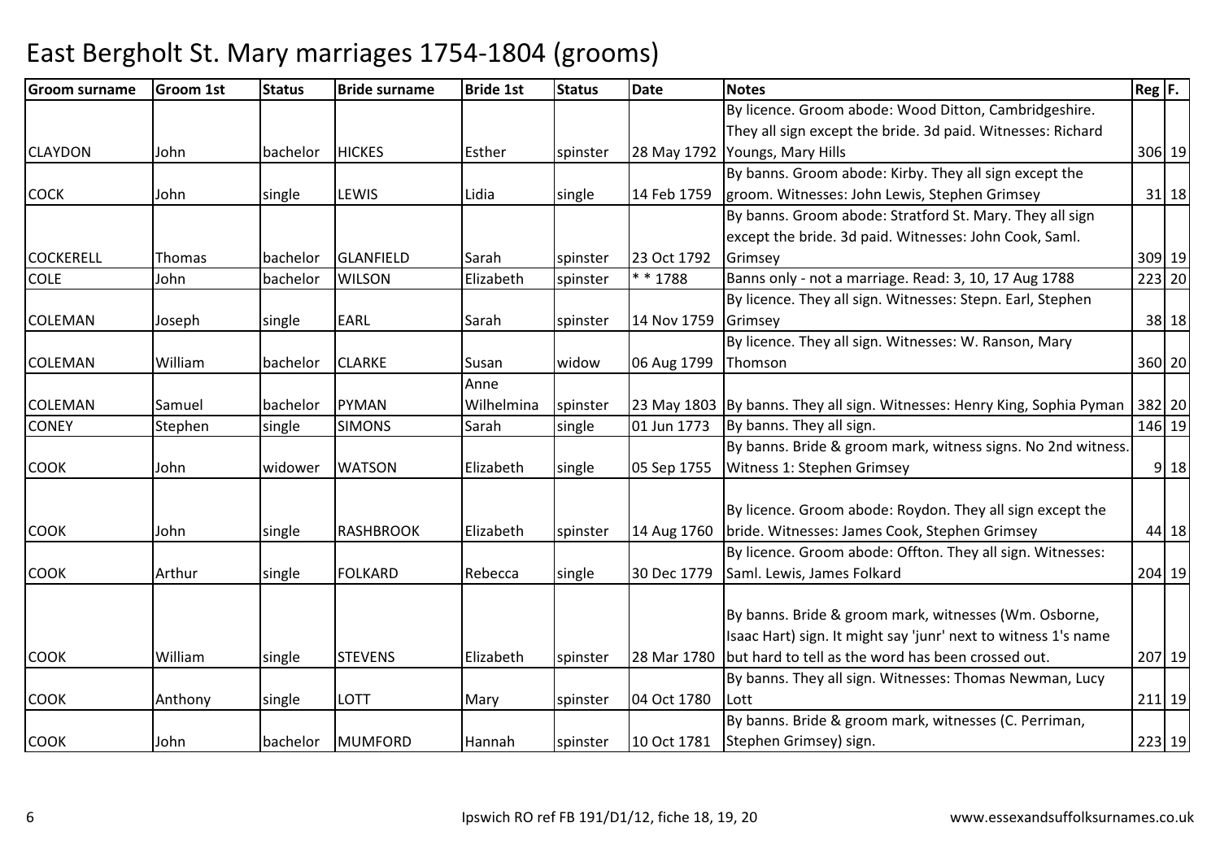# East Bergholt St. Mary marriages 1754-1804 (grooms)

| Groom surname | Groom 1st | Status | Bride surname | Bride 1st | Status | Date | Notes | Reg | F. |
|---|---|---|---|---|---|---|---|---|---|
| CLAYDON | John | bachelor | HICKES | Esther | spinster | 28 May 1792 | By licence. Groom abode: Wood Ditton, Cambridgeshire. They all sign except the bride. 3d paid. Witnesses: Richard Youngs, Mary Hills | 306 | 19 |
| COCK | John | single | LEWIS | Lidia | single | 14 Feb 1759 | By banns. Groom abode: Kirby. They all sign except the groom. Witnesses: John Lewis, Stephen Grimsey | 31 | 18 |
| COCKERELL | Thomas | bachelor | GLANFIELD | Sarah | spinster | 23 Oct 1792 | By banns. Groom abode: Stratford St. Mary. They all sign except the bride. 3d paid. Witnesses: John Cook, Saml. Grimsey | 309 | 19 |
| COLE | John | bachelor | WILSON | Elizabeth | spinster | * * 1788 | Banns only - not a marriage. Read: 3, 10, 17 Aug 1788 | 223 | 20 |
| COLEMAN | Joseph | single | EARL | Sarah | spinster | 14 Nov 1759 | By licence. They all sign. Witnesses: Stepn. Earl, Stephen Grimsey | 38 | 18 |
| COLEMAN | William | bachelor | CLARKE | Susan | widow | 06 Aug 1799 | By licence. They all sign. Witnesses: W. Ranson, Mary Thomson | 360 | 20 |
| COLEMAN | Samuel | bachelor | PYMAN | Anne Wilhelmina | spinster | 23 May 1803 | By banns. They all sign. Witnesses: Henry King, Sophia Pyman | 382 | 20 |
| CONEY | Stephen | single | SIMONS | Sarah | single | 01 Jun 1773 | By banns. They all sign. | 146 | 19 |
| COOK | John | widower | WATSON | Elizabeth | single | 05 Sep 1755 | By banns. Bride & groom mark, witness signs. No 2nd witness. Witness 1: Stephen Grimsey | 9 | 18 |
| COOK | John | single | RASHBROOK | Elizabeth | spinster | 14 Aug 1760 | By licence. Groom abode: Roydon. They all sign except the bride. Witnesses: James Cook, Stephen Grimsey | 44 | 18 |
| COOK | Arthur | single | FOLKARD | Rebecca | single | 30 Dec 1779 | By licence. Groom abode: Offton. They all sign. Witnesses: Saml. Lewis, James Folkard | 204 | 19 |
| COOK | William | single | STEVENS | Elizabeth | spinster | 28 Mar 1780 | By banns. Bride & groom mark, witnesses (Wm. Osborne, Isaac Hart) sign. It might say 'junr' next to witness 1's name but hard to tell as the word has been crossed out. | 207 | 19 |
| COOK | Anthony | single | LOTT | Mary | spinster | 04 Oct 1780 | By banns. They all sign. Witnesses: Thomas Newman, Lucy Lott | 211 | 19 |
| COOK | John | bachelor | MUMFORD | Hannah | spinster | 10 Oct 1781 | By banns. Bride & groom mark, witnesses (C. Perriman, Stephen Grimsey) sign. | 223 | 19 |

Ipswich RO ref FB 191/D1/12, fiche 18, 19, 20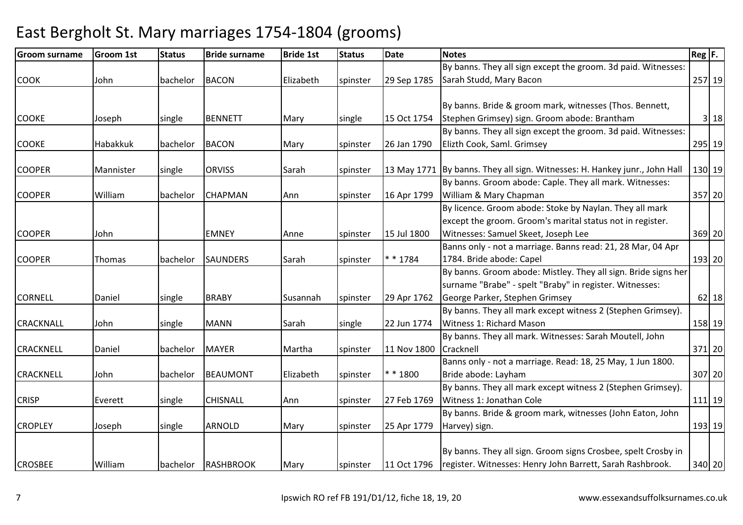# East Bergholt St. Mary marriages 1754-1804 (grooms)

| Groom surname | Groom 1st | Status | Bride surname | Bride 1st | Status | Date | Notes | Reg | F. |
|---|---|---|---|---|---|---|---|---|---|
| COOK | John | bachelor | BACON | Elizabeth | spinster | 29 Sep 1785 | By banns. They all sign except the groom. 3d paid. Witnesses: Sarah Studd, Mary Bacon | 257 | 19 |
| COOKE | Joseph | single | BENNETT | Mary | single | 15 Oct 1754 | By banns. Bride & groom mark, witnesses (Thos. Bennett, Stephen Grimsey) sign. Groom abode: Brantham | 3 | 18 |
| COOKE | Habakkuk | bachelor | BACON | Mary | spinster | 26 Jan 1790 | By banns. They all sign except the groom. 3d paid. Witnesses: Elizth Cook, Saml. Grimsey | 295 | 19 |
| COOPER | Mannister | single | ORVISS | Sarah | spinster | 13 May 1771 | By banns. They all sign. Witnesses: H. Hankey junr., John Hall | 130 | 19 |
| COOPER | William | bachelor | CHAPMAN | Ann | spinster | 16 Apr 1799 | By banns. Groom abode: Caple. They all mark. Witnesses: William & Mary Chapman | 357 | 20 |
| COOPER | John | | EMNEY | Anne | spinster | 15 Jul 1800 | By licence. Groom abode: Stoke by Naylan. They all mark except the groom. Groom's marital status not in register. Witnesses: Samuel Skeet, Joseph Lee | 369 | 20 |
| COOPER | Thomas | bachelor | SAUNDERS | Sarah | spinster | * * 1784 | Banns only - not a marriage. Banns read: 21, 28 Mar, 04 Apr 1784. Bride abode: Capel | 193 | 20 |
| CORNELL | Daniel | single | BRABY | Susannah | spinster | 29 Apr 1762 | By banns. Groom abode: Mistley. They all sign. Bride signs her surname "Brabe" - spelt "Braby" in register. Witnesses: George Parker, Stephen Grimsey | 62 | 18 |
| CRACKNALL | John | single | MANN | Sarah | single | 22 Jun 1774 | By banns. They all mark except witness 2 (Stephen Grimsey). Witness 1: Richard Mason | 158 | 19 |
| CRACKNELL | Daniel | bachelor | MAYER | Martha | spinster | 11 Nov 1800 | By banns. They all mark. Witnesses: Sarah Moutell, John Cracknell | 371 | 20 |
| CRACKNELL | John | bachelor | BEAUMONT | Elizabeth | spinster | * * 1800 | Banns only - not a marriage. Read: 18, 25 May, 1 Jun 1800. Bride abode: Layham | 307 | 20 |
| CRISP | Everett | single | CHISNALL | Ann | spinster | 27 Feb 1769 | By banns. They all mark except witness 2 (Stephen Grimsey). Witness 1: Jonathan Cole | 111 | 19 |
| CROPLEY | Joseph | single | ARNOLD | Mary | spinster | 25 Apr 1779 | By banns. Bride & groom mark, witnesses (John Eaton, John Harvey) sign. | 193 | 19 |
| CROSBEE | William | bachelor | RASHBROOK | Mary | spinster | 11 Oct 1796 | By banns. They all sign. Groom signs Crosbee, spelt Crosby in register. Witnesses: Henry John Barrett, Sarah Rashbrook. | 340 | 20 |

Ipswich RO ref FB 191/D1/12, fiche 18, 19, 20 — www.essexandsuffolksurnames.co.uk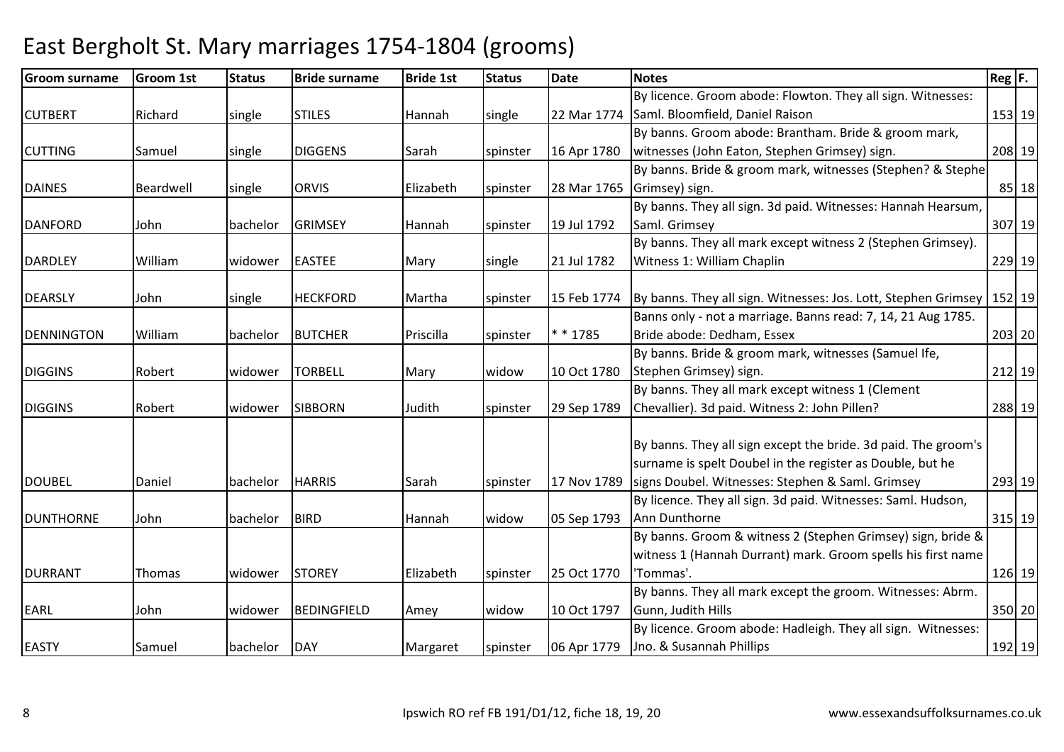# East Bergholt St. Mary marriages 1754-1804 (grooms)

| Groom surname | Groom 1st | Status | Bride surname | Bride 1st | Status | Date | Notes | Reg | F. |
|---|---|---|---|---|---|---|---|---|---|
| CUTBERT | Richard | single | STILES | Hannah | single | 22 Mar 1774 | By licence. Groom abode: Flowton. They all sign. Witnesses: Saml. Bloomfield, Daniel Raison | 153 | 19 |
| CUTTING | Samuel | single | DIGGENS | Sarah | spinster | 16 Apr 1780 | By banns. Groom abode: Brantham. Bride & groom mark, witnesses (John Eaton, Stephen Grimsey) sign. | 208 | 19 |
| DAINES | Beardwell | single | ORVIS | Elizabeth | spinster | 28 Mar 1765 | By banns. Bride & groom mark, witnesses (Stephen? & Stephe Grimsey) sign. | 85 | 18 |
| DANFORD | John | bachelor | GRIMSEY | Hannah | spinster | 19 Jul 1792 | By banns. They all sign. 3d paid. Witnesses: Hannah Hearsum, Saml. Grimsey | 307 | 19 |
| DARDLEY | William | widower | EASTEE | Mary | single | 21 Jul 1782 | By banns. They all mark except witness 2 (Stephen Grimsey). Witness 1: William Chaplin | 229 | 19 |
| DEARSLY | John | single | HECKFORD | Martha | spinster | 15 Feb 1774 | By banns. They all sign. Witnesses: Jos. Lott, Stephen Grimsey | 152 | 19 |
| DENNINGTON | William | bachelor | BUTCHER | Priscilla | spinster | * * 1785 | Banns only - not a marriage. Banns read: 7, 14, 21 Aug 1785. Bride abode: Dedham, Essex | 203 | 20 |
| DIGGINS | Robert | widower | TORBELL | Mary | widow | 10 Oct 1780 | By banns. Bride & groom mark, witnesses (Samuel Ife, Stephen Grimsey) sign. | 212 | 19 |
| DIGGINS | Robert | widower | SIBBORN | Judith | spinster | 29 Sep 1789 | By banns. They all mark except witness 1 (Clement Chevallier). 3d paid. Witness 2: John Pillen? | 288 | 19 |
| DOUBEL | Daniel | bachelor | HARRIS | Sarah | spinster | 17 Nov 1789 | By banns. They all sign except the bride. 3d paid. The groom's surname is spelt Doubel in the register as Double, but he signs Doubel. Witnesses: Stephen & Saml. Grimsey | 293 | 19 |
| DUNTHORNE | John | bachelor | BIRD | Hannah | widow | 05 Sep 1793 | By licence. They all sign. 3d paid. Witnesses: Saml. Hudson, Ann Dunthorne | 315 | 19 |
| DURRANT | Thomas | widower | STOREY | Elizabeth | spinster | 25 Oct 1770 | By banns. Groom & witness 2 (Stephen Grimsey) sign, bride & witness 1 (Hannah Durrant) mark. Groom spells his first name 'Tommas'. | 126 | 19 |
| EARL | John | widower | BEDINGFIELD | Amey | widow | 10 Oct 1797 | By banns. They all mark except the groom. Witnesses: Abrm. Gunn, Judith Hills | 350 | 20 |
| EASTY | Samuel | bachelor | DAY | Margaret | spinster | 06 Apr 1779 | By licence. Groom abode: Hadleigh. They all sign. Witnesses: Jno. & Susannah Phillips | 192 | 19 |

Ipswich RO ref FB 191/D1/12, fiche 18, 19, 20 www.essexandsuffolksurnames.co.uk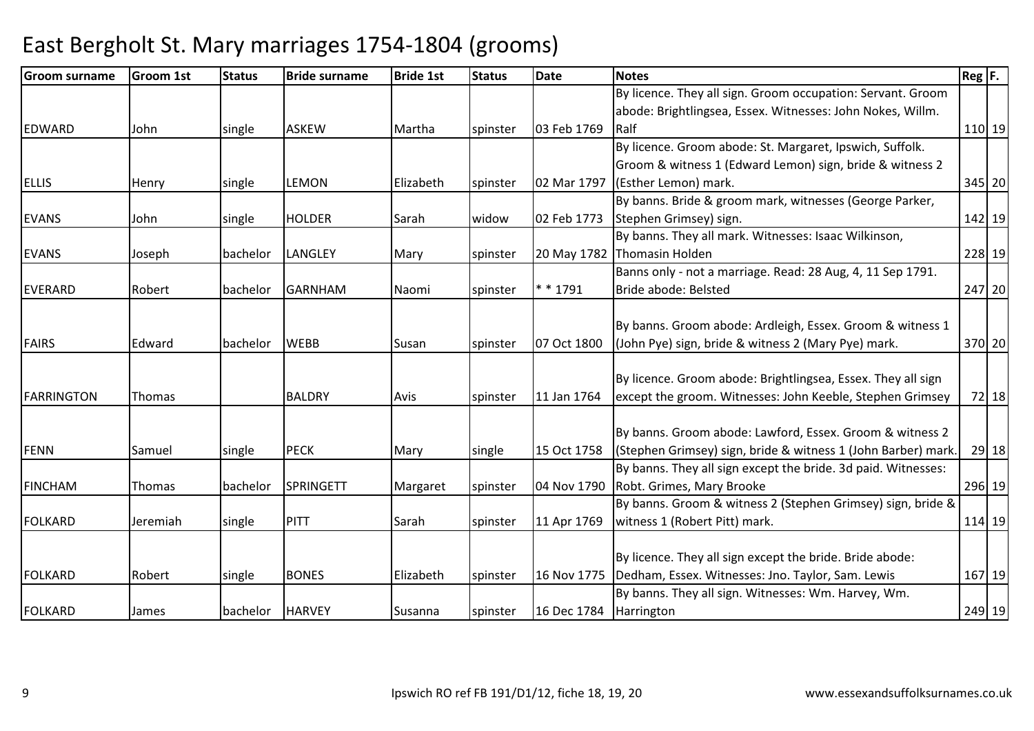# East Bergholt St. Mary marriages 1754-1804 (grooms)

| Groom surname | Groom 1st | Status | Bride surname | Bride 1st | Status | Date | Notes | Reg | F. |
|---|---|---|---|---|---|---|---|---|---|
| EDWARD | John | single | ASKEW | Martha | spinster | 03 Feb 1769 | By licence. They all sign. Groom occupation: Servant. Groom abode: Brightlingsea, Essex. Witnesses: John Nokes, Willm. Ralf | 110 | 19 |
| ELLIS | Henry | single | LEMON | Elizabeth | spinster | 02 Mar 1797 | By licence. Groom abode: St. Margaret, Ipswich, Suffolk. Groom & witness 1 (Edward Lemon) sign, bride & witness 2 (Esther Lemon) mark. | 345 | 20 |
| EVANS | John | single | HOLDER | Sarah | widow | 02 Feb 1773 | By banns. Bride & groom mark, witnesses (George Parker, Stephen Grimsey) sign. | 142 | 19 |
| EVANS | Joseph | bachelor | LANGLEY | Mary | spinster | 20 May 1782 | By banns. They all mark. Witnesses: Isaac Wilkinson, Thomasin Holden | 228 | 19 |
| EVERARD | Robert | bachelor | GARNHAM | Naomi | spinster | * * 1791 | Banns only - not a marriage. Read: 28 Aug, 4, 11 Sep 1791. Bride abode: Belsted | 247 | 20 |
| FAIRS | Edward | bachelor | WEBB | Susan | spinster | 07 Oct 1800 | By banns. Groom abode: Ardleigh, Essex. Groom & witness 1 (John Pye) sign, bride & witness 2 (Mary Pye) mark. | 370 | 20 |
| FARRINGTON | Thomas | | BALDRY | Avis | spinster | 11 Jan 1764 | By licence. Groom abode: Brightlingsea, Essex. They all sign except the groom. Witnesses: John Keeble, Stephen Grimsey | 72 | 18 |
| FENN | Samuel | single | PECK | Mary | single | 15 Oct 1758 | By banns. Groom abode: Lawford, Essex. Groom & witness 2 (Stephen Grimsey) sign, bride & witness 1 (John Barber) mark. | 29 | 18 |
| FINCHAM | Thomas | bachelor | SPRINGETT | Margaret | spinster | 04 Nov 1790 | By banns. They all sign except the bride. 3d paid. Witnesses: Robt. Grimes, Mary Brooke | 296 | 19 |
| FOLKARD | Jeremiah | single | PITT | Sarah | spinster | 11 Apr 1769 | By banns. Groom & witness 2 (Stephen Grimsey) sign, bride & witness 1 (Robert Pitt) mark. | 114 | 19 |
| FOLKARD | Robert | single | BONES | Elizabeth | spinster | 16 Nov 1775 | By licence. They all sign except the bride. Bride abode: Dedham, Essex. Witnesses: Jno. Taylor, Sam. Lewis | 167 | 19 |
| FOLKARD | James | bachelor | HARVEY | Susanna | spinster | 16 Dec 1784 | By banns. They all sign. Witnesses: Wm. Harvey, Wm. Harrington | 249 | 19 |

Ipswich RO ref FB 191/D1/12, fiche 18, 19, 20 www.essexandsuffolksurnames.co.uk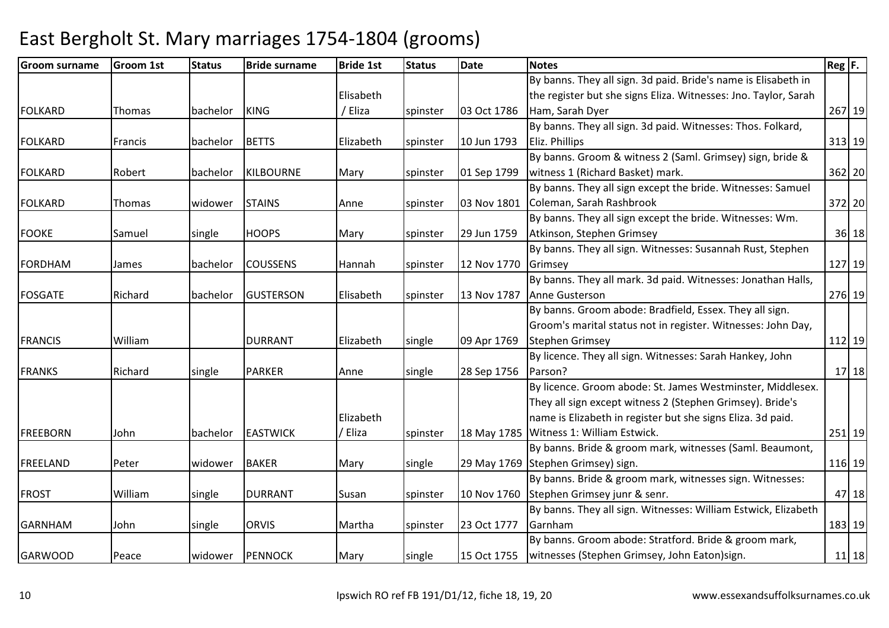# East Bergholt St. Mary marriages 1754-1804 (grooms)

| Groom surname | Groom 1st | Status | Bride surname | Bride 1st | Status | Date | Notes | Reg | F. |
|---|---|---|---|---|---|---|---|---|---|
| FOLKARD | Thomas | bachelor | KING | Elisabeth / Eliza | spinster | 03 Oct 1786 | By banns. They all sign. 3d paid. Bride's name is Elisabeth in the register but she signs Eliza. Witnesses: Jno. Taylor, Sarah Ham, Sarah Dyer | 267 | 19 |
| FOLKARD | Francis | bachelor | BETTS | Elizabeth | spinster | 10 Jun 1793 | By banns. They all sign. 3d paid. Witnesses: Thos. Folkard, Eliz. Phillips | 313 | 19 |
| FOLKARD | Robert | bachelor | KILBOURNE | Mary | spinster | 01 Sep 1799 | By banns. Groom & witness 2 (Saml. Grimsey) sign, bride & witness 1 (Richard Basket) mark. | 362 | 20 |
| FOLKARD | Thomas | widower | STAINS | Anne | spinster | 03 Nov 1801 | By banns. They all sign except the bride. Witnesses: Samuel Coleman, Sarah Rashbrook | 372 | 20 |
| FOOKE | Samuel | single | HOOPS | Mary | spinster | 29 Jun 1759 | By banns. They all sign except the bride. Witnesses: Wm. Atkinson, Stephen Grimsey | 36 | 18 |
| FORDHAM | James | bachelor | COUSSENS | Hannah | spinster | 12 Nov 1770 | By banns. They all sign. Witnesses: Susannah Rust, Stephen Grimsey | 127 | 19 |
| FOSGATE | Richard | bachelor | GUSTERSON | Elisabeth | spinster | 13 Nov 1787 | By banns. They all mark. 3d paid. Witnesses: Jonathan Halls, Anne Gusterson | 276 | 19 |
| FRANCIS | William | | DURRANT | Elizabeth | single | 09 Apr 1769 | By banns. Groom abode: Bradfield, Essex. They all sign. Groom's marital status not in register. Witnesses: John Day, Stephen Grimsey | 112 | 19 |
| FRANKS | Richard | single | PARKER | Anne | single | 28 Sep 1756 | By licence. They all sign. Witnesses: Sarah Hankey, John Parson? | 17 | 18 |
| FREEBORN | John | bachelor | EASTWICK | Elizabeth / Eliza | spinster | 18 May 1785 | By licence. Groom abode: St. James Westminster, Middlesex. They all sign except witness 2 (Stephen Grimsey). Bride's name is Elizabeth in register but she signs Eliza. 3d paid. Witness 1: William Estwick. | 251 | 19 |
| FREELAND | Peter | widower | BAKER | Mary | single | 29 May 1769 | By banns. Bride & groom mark, witnesses (Saml. Beaumont, Stephen Grimsey) sign. | 116 | 19 |
| FROST | William | single | DURRANT | Susan | spinster | 10 Nov 1760 | By banns. Bride & groom mark, witnesses sign. Witnesses: Stephen Grimsey junr & senr. | 47 | 18 |
| GARNHAM | John | single | ORVIS | Martha | spinster | 23 Oct 1777 | By banns. They all sign. Witnesses: William Estwick, Elizabeth Garnham | 183 | 19 |
| GARWOOD | Peace | widower | PENNOCK | Mary | single | 15 Oct 1755 | By banns. Groom abode: Stratford. Bride & groom mark, witnesses (Stephen Grimsey, John Eaton)sign. | 11 | 18 |

Ipswich RO ref FB 191/D1/12, fiche 18, 19, 20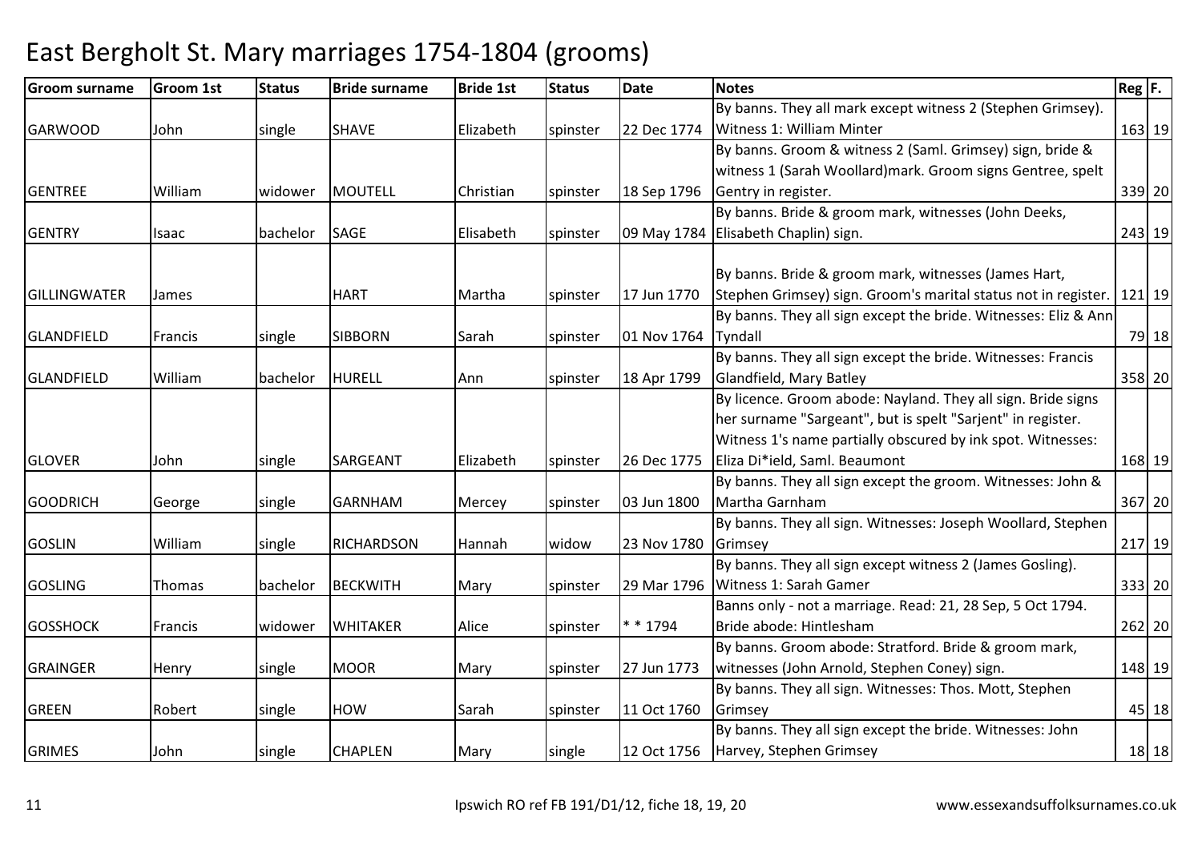# East Bergholt St. Mary marriages 1754-1804 (grooms)

| Groom surname | Groom 1st | Status | Bride surname | Bride 1st | Status | Date | Notes | Reg | F. |
|---|---|---|---|---|---|---|---|---|---|
| GARWOOD | John | single | SHAVE | Elizabeth | spinster | 22 Dec 1774 | By banns. They all mark except witness 2 (Stephen Grimsey). Witness 1: William Minter | 163 | 19 |
| GENTREE | William | widower | MOUTELL | Christian | spinster | 18 Sep 1796 | By banns. Groom & witness 2 (Saml. Grimsey) sign, bride & witness 1 (Sarah Woollard)mark. Groom signs Gentree, spelt Gentry in register. | 339 | 20 |
| GENTRY | Isaac | bachelor | SAGE | Elisabeth | spinster | 09 May 1784 | By banns. Bride & groom mark, witnesses (John Deeks, Elisabeth Chaplin) sign. | 243 | 19 |
| GILLINGWATER | James | | HART | Martha | spinster | 17 Jun 1770 | By banns. Bride & groom mark, witnesses (James Hart, Stephen Grimsey) sign. Groom's marital status not in register. | 121 | 19 |
| GLANDFIELD | Francis | single | SIBBORN | Sarah | spinster | 01 Nov 1764 | By banns. They all sign except the bride. Witnesses: Eliz & Ann Tyndall | 79 | 18 |
| GLANDFIELD | William | bachelor | HURELL | Ann | spinster | 18 Apr 1799 | By banns. They all sign except the bride. Witnesses: Francis Glandfield, Mary Batley | 358 | 20 |
| GLOVER | John | single | SARGEANT | Elizabeth | spinster | 26 Dec 1775 | By licence. Groom abode: Nayland. They all sign. Bride signs her surname "Sargeant", but is spelt "Sarjent" in register. Witness 1's name partially obscured by ink spot. Witnesses: Eliza Di*ield, Saml. Beaumont | 168 | 19 |
| GOODRICH | George | single | GARNHAM | Mercey | spinster | 03 Jun 1800 | By banns. They all sign except the groom. Witnesses: John & Martha Garnham | 367 | 20 |
| GOSLIN | William | single | RICHARDSON | Hannah | widow | 23 Nov 1780 | By banns. They all sign. Witnesses: Joseph Woollard, Stephen Grimsey | 217 | 19 |
| GOSLING | Thomas | bachelor | BECKWITH | Mary | spinster | 29 Mar 1796 | By banns. They all sign except witness 2 (James Gosling). Witness 1: Sarah Gamer | 333 | 20 |
| GOSSHOCK | Francis | widower | WHITAKER | Alice | spinster | * * 1794 | Banns only - not a marriage. Read: 21, 28 Sep, 5 Oct 1794. Bride abode: Hintlesham | 262 | 20 |
| GRAINGER | Henry | single | MOOR | Mary | spinster | 27 Jun 1773 | By banns. Groom abode: Stratford. Bride & groom mark, witnesses (John Arnold, Stephen Coney) sign. | 148 | 19 |
| GREEN | Robert | single | HOW | Sarah | spinster | 11 Oct 1760 | By banns. They all sign. Witnesses: Thos. Mott, Stephen Grimsey | 45 | 18 |
| GRIMES | John | single | CHAPLEN | Mary | single | 12 Oct 1756 | By banns. They all sign except the bride. Witnesses: John Harvey, Stephen Grimsey | 18 | 18 |

Ipswich RO ref FB 191/D1/12, fiche 18, 19, 20 www.essexandsuffolksurnames.co.uk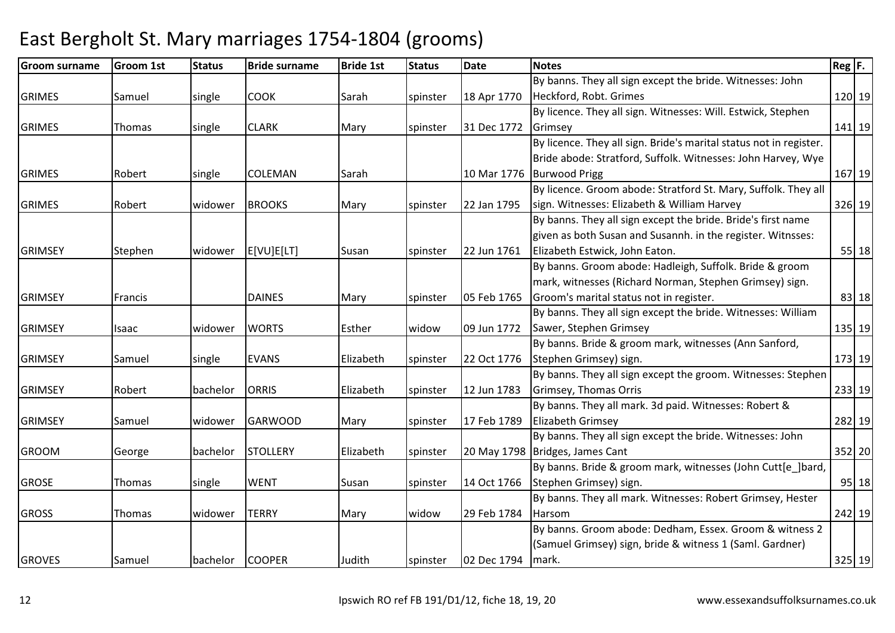# East Bergholt St. Mary marriages 1754-1804 (grooms)

| Groom surname | Groom 1st | Status | Bride surname | Bride 1st | Status | Date | Notes | Reg | F. |
|---|---|---|---|---|---|---|---|---|---|
| GRIMES | Samuel | single | COOK | Sarah | spinster | 18 Apr 1770 | By banns. They all sign except the bride. Witnesses: John Heckford, Robt. Grimes | 120 | 19 |
| GRIMES | Thomas | single | CLARK | Mary | spinster | 31 Dec 1772 | By licence. They all sign. Witnesses: Will. Estwick, Stephen Grimsey | 141 | 19 |
| GRIMES | Robert | single | COLEMAN | Sarah | | 10 Mar 1776 | By licence. They all sign. Bride's marital status not in register. Bride abode: Stratford, Suffolk. Witnesses: John Harvey, Wye Burwood Prigg | 167 | 19 |
| GRIMES | Robert | widower | BROOKS | Mary | spinster | 22 Jan 1795 | By licence. Groom abode: Stratford St. Mary, Suffolk. They all sign. Witnesses: Elizabeth & William Harvey | 326 | 19 |
| GRIMSEY | Stephen | widower | E[VU]E[LT] | Susan | spinster | 22 Jun 1761 | By banns. They all sign except the bride. Bride's first name given as both Susan and Susannh. in the register. Witnsses: Elizabeth Estwick, John Eaton. | 55 | 18 |
| GRIMSEY | Francis | | DAINES | Mary | spinster | 05 Feb 1765 | By banns. Groom abode: Hadleigh, Suffolk. Bride & groom mark, witnesses (Richard Norman, Stephen Grimsey) sign. Groom's marital status not in register. | 83 | 18 |
| GRIMSEY | Isaac | widower | WORTS | Esther | widow | 09 Jun 1772 | By banns. They all sign except the bride. Witnesses: William Sawer, Stephen Grimsey | 135 | 19 |
| GRIMSEY | Samuel | single | EVANS | Elizabeth | spinster | 22 Oct 1776 | By banns. Bride & groom mark, witnesses (Ann Sanford, Stephen Grimsey) sign. | 173 | 19 |
| GRIMSEY | Robert | bachelor | ORRIS | Elizabeth | spinster | 12 Jun 1783 | By banns. They all sign except the groom. Witnesses: Stephen Grimsey, Thomas Orris | 233 | 19 |
| GRIMSEY | Samuel | widower | GARWOOD | Mary | spinster | 17 Feb 1789 | By banns. They all mark. 3d paid. Witnesses: Robert & Elizabeth Grimsey | 282 | 19 |
| GROOM | George | bachelor | STOLLERY | Elizabeth | spinster | 20 May 1798 | By banns. They all sign except the bride. Witnesses: John Bridges, James Cant | 352 | 20 |
| GROSE | Thomas | single | WENT | Susan | spinster | 14 Oct 1766 | By banns. Bride & groom mark, witnesses (John Cutt[e_]bard, Stephen Grimsey) sign. | 95 | 18 |
| GROSS | Thomas | widower | TERRY | Mary | widow | 29 Feb 1784 | By banns. They all mark. Witnesses: Robert Grimsey, Hester Harsom | 242 | 19 |
| GROVES | Samuel | bachelor | COOPER | Judith | spinster | 02 Dec 1794 | By banns. Groom abode: Dedham, Essex. Groom & witness 2 (Samuel Grimsey) sign, bride & witness 1 (Saml. Gardner) mark. | 325 | 19 |

Ipswich RO ref FB 191/D1/12, fiche 18, 19, 20 www.essexandsuffolksurnames.co.uk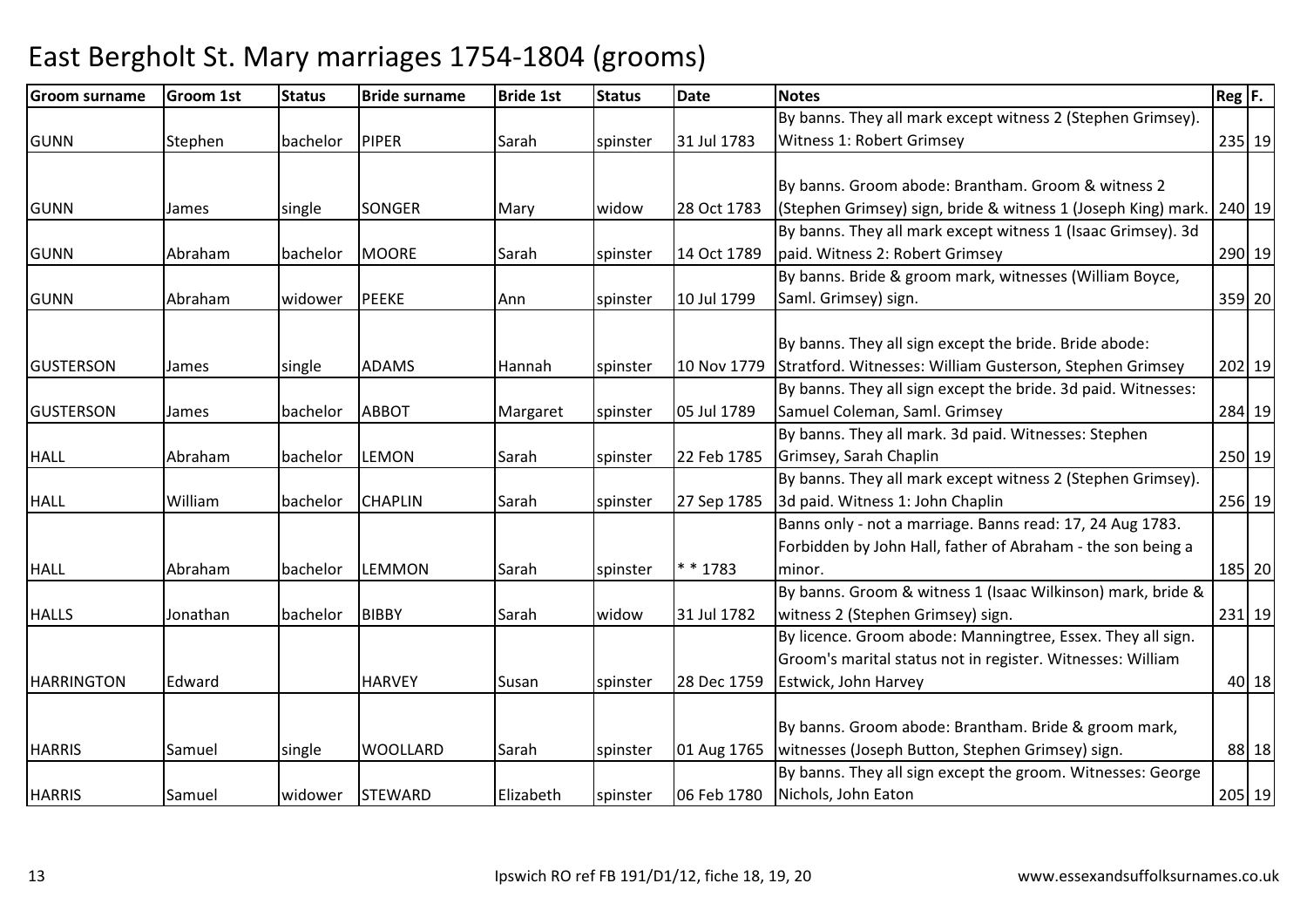# East Bergholt St. Mary marriages 1754-1804 (grooms)

| Groom surname | Groom 1st | Status | Bride surname | Bride 1st | Status | Date | Notes | Reg | F. |
|---|---|---|---|---|---|---|---|---|---|
| GUNN | Stephen | bachelor | PIPER | Sarah | spinster | 31 Jul 1783 | By banns. They all mark except witness 2 (Stephen Grimsey). Witness 1: Robert Grimsey | 235 | 19 |
| GUNN | James | single | SONGER | Mary | widow | 28 Oct 1783 | By banns. Groom abode: Brantham. Groom & witness 2 (Stephen Grimsey) sign, bride & witness 1 (Joseph King) mark. | 240 | 19 |
| GUNN | Abraham | bachelor | MOORE | Sarah | spinster | 14 Oct 1789 | By banns. They all mark except witness 1 (Isaac Grimsey). 3d paid. Witness 2: Robert Grimsey | 290 | 19 |
| GUNN | Abraham | widower | PEEKE | Ann | spinster | 10 Jul 1799 | By banns. Bride & groom mark, witnesses (William Boyce, Saml. Grimsey) sign. | 359 | 20 |
| GUSTERSON | James | single | ADAMS | Hannah | spinster | 10 Nov 1779 | By banns. They all sign except the bride. Bride abode: Stratford. Witnesses: William Gusterson, Stephen Grimsey | 202 | 19 |
| GUSTERSON | James | bachelor | ABBOT | Margaret | spinster | 05 Jul 1789 | By banns. They all sign except the bride. 3d paid. Witnesses: Samuel Coleman, Saml. Grimsey | 284 | 19 |
| HALL | Abraham | bachelor | LEMON | Sarah | spinster | 22 Feb 1785 | By banns. They all mark. 3d paid. Witnesses: Stephen Grimsey, Sarah Chaplin | 250 | 19 |
| HALL | William | bachelor | CHAPLIN | Sarah | spinster | 27 Sep 1785 | By banns. They all mark except witness 2 (Stephen Grimsey). 3d paid. Witness 1: John Chaplin | 256 | 19 |
| HALL | Abraham | bachelor | LEMMON | Sarah | spinster | * * 1783 | Banns only - not a marriage. Banns read: 17, 24 Aug 1783. Forbidden by John Hall, father of Abraham - the son being a minor. | 185 | 20 |
| HALLS | Jonathan | bachelor | BIBBY | Sarah | widow | 31 Jul 1782 | By banns. Groom & witness 1 (Isaac Wilkinson) mark, bride & witness 2 (Stephen Grimsey) sign. | 231 | 19 |
| HARRINGTON | Edward | | HARVEY | Susan | spinster | 28 Dec 1759 | By licence. Groom abode: Manningtree, Essex. They all sign. Groom's marital status not in register. Witnesses: William Estwick, John Harvey | 40 | 18 |
| HARRIS | Samuel | single | WOOLLARD | Sarah | spinster | 01 Aug 1765 | By banns. Groom abode: Brantham. Bride & groom mark, witnesses (Joseph Button, Stephen Grimsey) sign. | 88 | 18 |
| HARRIS | Samuel | widower | STEWARD | Elizabeth | spinster | 06 Feb 1780 | By banns. They all sign except the groom. Witnesses: George Nichols, John Eaton | 205 | 19 |

Ipswich RO ref FB 191/D1/12, fiche 18, 19, 20

www.essexandsuffolksurnames.co.uk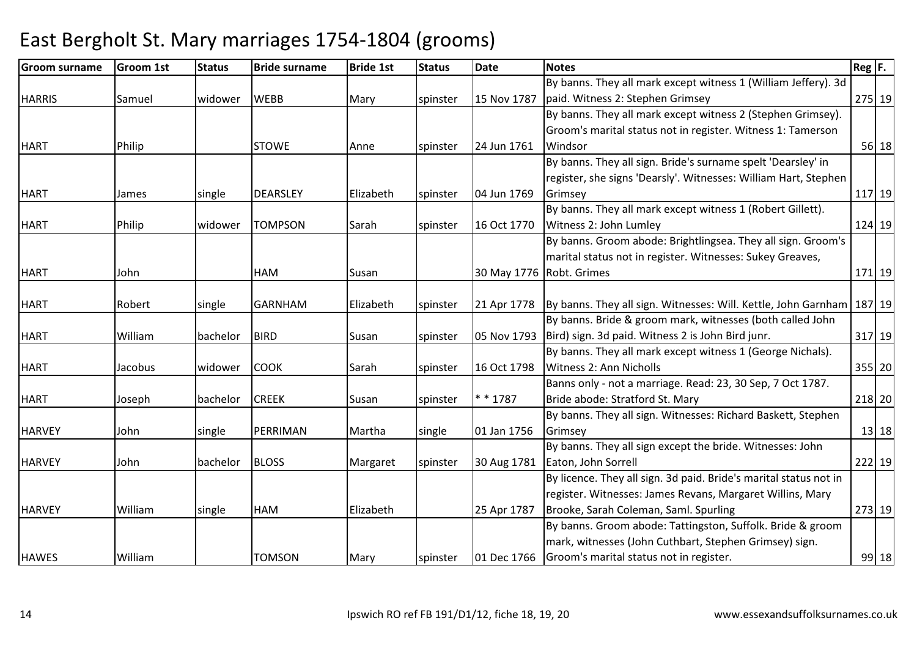# East Bergholt St. Mary marriages 1754-1804 (grooms)

| Groom surname | Groom 1st | Status | Bride surname | Bride 1st | Status | Date | Notes | Reg | F. |
|---|---|---|---|---|---|---|---|---|---|
| HARRIS | Samuel | widower | WEBB | Mary | spinster | 15 Nov 1787 | By banns. They all mark except witness 1 (William Jeffery). 3d paid. Witness 2: Stephen Grimsey | 275 | 19 |
| HART | Philip | | STOWE | Anne | spinster | 24 Jun 1761 | By banns. They all mark except witness 2 (Stephen Grimsey). Groom's marital status not in register. Witness 1: Tamerson Windsor | 56 | 18 |
| HART | James | single | DEARSLEY | Elizabeth | spinster | 04 Jun 1769 | By banns. They all sign. Bride's surname spelt 'Dearsley' in register, she signs 'Dearsly'. Witnesses: William Hart, Stephen Grimsey | 117 | 19 |
| HART | Philip | widower | TOMPSON | Sarah | spinster | 16 Oct 1770 | By banns. They all mark except witness 1 (Robert Gillett). Witness 2: John Lumley | 124 | 19 |
| HART | John | | HAM | Susan | | 30 May 1776 | By banns. Groom abode: Brightlingsea. They all sign. Groom's marital status not in register. Witnesses: Sukey Greaves, Robt. Grimes | 171 | 19 |
| HART | Robert | single | GARNHAM | Elizabeth | spinster | 21 Apr 1778 | By banns. They all sign. Witnesses: Will. Kettle, John Garnham | 187 | 19 |
| HART | William | bachelor | BIRD | Susan | spinster | 05 Nov 1793 | By banns. Bride & groom mark, witnesses (both called John Bird) sign. 3d paid. Witness 2 is John Bird junr. | 317 | 19 |
| HART | Jacobus | widower | COOK | Sarah | spinster | 16 Oct 1798 | By banns. They all mark except witness 1 (George Nichals). Witness 2: Ann Nicholls | 355 | 20 |
| HART | Joseph | bachelor | CREEK | Susan | spinster | * * 1787 | Banns only - not a marriage. Read: 23, 30 Sep, 7 Oct 1787. Bride abode: Stratford St. Mary | 218 | 20 |
| HARVEY | John | single | PERRIMAN | Martha | single | 01 Jan 1756 | By banns. They all sign. Witnesses: Richard Baskett, Stephen Grimsey | 13 | 18 |
| HARVEY | John | bachelor | BLOSS | Margaret | spinster | 30 Aug 1781 | By banns. They all sign except the bride. Witnesses: John Eaton, John Sorrell | 222 | 19 |
| HARVEY | William | single | HAM | Elizabeth | | 25 Apr 1787 | By licence. They all sign. 3d paid. Bride's marital status not in register. Witnesses: James Revans, Margaret Willins, Mary Brooke, Sarah Coleman, Saml. Spurling | 273 | 19 |
| HAWES | William | | TOMSON | Mary | spinster | 01 Dec 1766 | By banns. Groom abode: Tattingston, Suffolk. Bride & groom mark, witnesses (John Cuthbart, Stephen Grimsey) sign. Groom's marital status not in register. | 99 | 18 |

Ipswich RO ref FB 191/D1/12, fiche 18, 19, 20

www.essexandsuffolksurnames.co.uk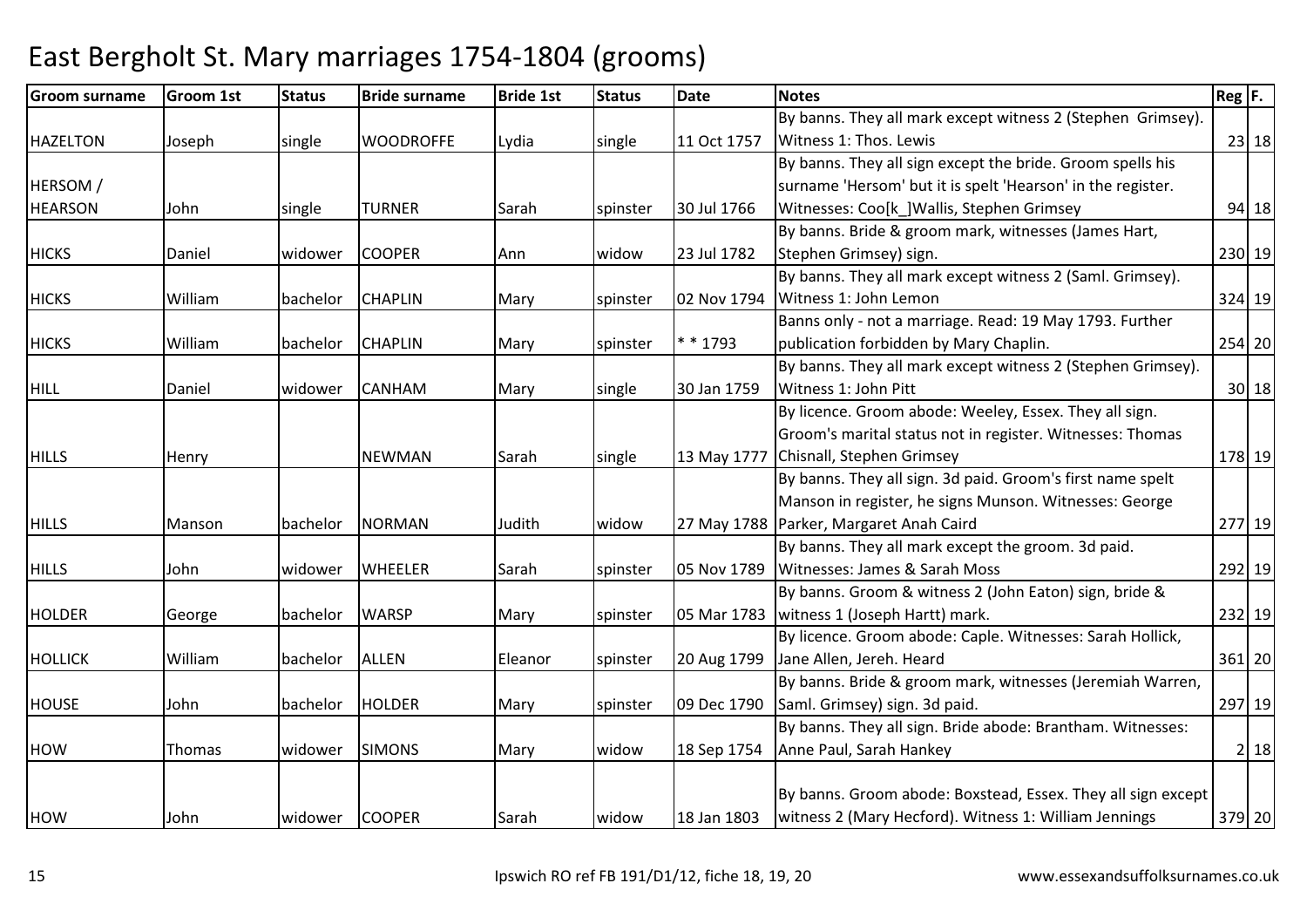# East Bergholt St. Mary marriages 1754-1804 (grooms)

| Groom surname | Groom 1st | Status | Bride surname | Bride 1st | Status | Date | Notes | Reg | F. |
|---|---|---|---|---|---|---|---|---|---|
| HAZELTON | Joseph | single | WOODROFFE | Lydia | single | 11 Oct 1757 | By banns. They all mark except witness 2 (Stephen Grimsey). Witness 1: Thos. Lewis | 23 | 18 |
| HERSOM / HEARSON | John | single | TURNER | Sarah | spinster | 30 Jul 1766 | By banns. They all sign except the bride. Groom spells his surname 'Hersom' but it is spelt 'Hearson' in the register. Witnesses: Coo[k_]Wallis, Stephen Grimsey | 94 | 18 |
| HICKS | Daniel | widower | COOPER | Ann | widow | 23 Jul 1782 | By banns. Bride & groom mark, witnesses (James Hart, Stephen Grimsey) sign. | 230 | 19 |
| HICKS | William | bachelor | CHAPLIN | Mary | spinster | 02 Nov 1794 | By banns. They all mark except witness 2 (Saml. Grimsey). Witness 1: John Lemon | 324 | 19 |
| HICKS | William | bachelor | CHAPLIN | Mary | spinster | * * 1793 | Banns only - not a marriage. Read: 19 May 1793. Further publication forbidden by Mary Chaplin. | 254 | 20 |
| HILL | Daniel | widower | CANHAM | Mary | single | 30 Jan 1759 | By banns. They all mark except witness 2 (Stephen Grimsey). Witness 1: John Pitt | 30 | 18 |
| HILLS | Henry | | NEWMAN | Sarah | single | 13 May 1777 | By licence. Groom abode: Weeley, Essex. They all sign. Groom's marital status not in register. Witnesses: Thomas Chisnall, Stephen Grimsey | 178 | 19 |
| HILLS | Manson | bachelor | NORMAN | Judith | widow | 27 May 1788 | By banns. They all sign. 3d paid. Groom's first name spelt Manson in register, he signs Munson. Witnesses: George Parker, Margaret Anah Caird | 277 | 19 |
| HILLS | John | widower | WHEELER | Sarah | spinster | 05 Nov 1789 | By banns. They all mark except the groom. 3d paid. Witnesses: James & Sarah Moss | 292 | 19 |
| HOLDER | George | bachelor | WARSP | Mary | spinster | 05 Mar 1783 | By banns. Groom & witness 2 (John Eaton) sign, bride & witness 1 (Joseph Hartt) mark. | 232 | 19 |
| HOLLICK | William | bachelor | ALLEN | Eleanor | spinster | 20 Aug 1799 | By licence. Groom abode: Caple. Witnesses: Sarah Hollick, Jane Allen, Jereh. Heard | 361 | 20 |
| HOUSE | John | bachelor | HOLDER | Mary | spinster | 09 Dec 1790 | By banns. Bride & groom mark, witnesses (Jeremiah Warren, Saml. Grimsey) sign. 3d paid. | 297 | 19 |
| HOW | Thomas | widower | SIMONS | Mary | widow | 18 Sep 1754 | By banns. They all sign. Bride abode: Brantham. Witnesses: Anne Paul, Sarah Hankey | 2 | 18 |
| HOW | John | widower | COOPER | Sarah | widow | 18 Jan 1803 | By banns. Groom abode: Boxstead, Essex. They all sign except witness 2 (Mary Hecford). Witness 1: William Jennings | 379 | 20 |

Ipswich RO ref FB 191/D1/12, fiche 18, 19, 20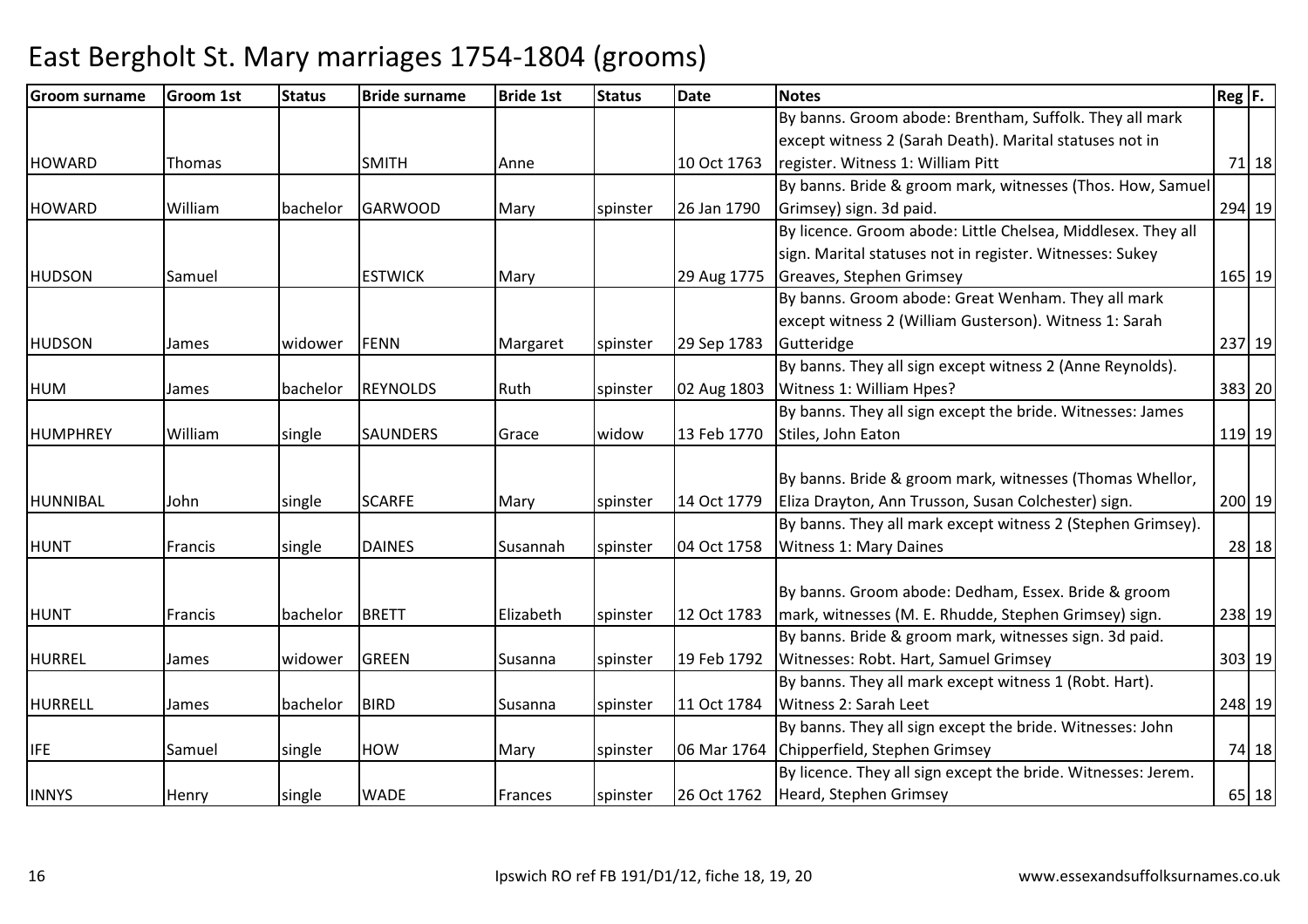# East Bergholt St. Mary marriages 1754-1804 (grooms)

| Groom surname | Groom 1st | Status | Bride surname | Bride 1st | Status | Date | Notes | Reg | F. |
|---|---|---|---|---|---|---|---|---|---|
| HOWARD | Thomas | | SMITH | Anne | | 10 Oct 1763 | By banns. Groom abode: Brentham, Suffolk. They all mark except witness 2 (Sarah Death). Marital statuses not in register. Witness 1: William Pitt | 71 | 18 |
| HOWARD | William | bachelor | GARWOOD | Mary | spinster | 26 Jan 1790 | By banns. Bride & groom mark, witnesses (Thos. How, Samuel Grimsey) sign. 3d paid. | 294 | 19 |
| HUDSON | Samuel | | ESTWICK | Mary | | 29 Aug 1775 | By licence. Groom abode: Little Chelsea, Middlesex. They all sign. Marital statuses not in register. Witnesses: Sukey Greaves, Stephen Grimsey | 165 | 19 |
| HUDSON | James | widower | FENN | Margaret | spinster | 29 Sep 1783 | By banns. Groom abode: Great Wenham. They all mark except witness 2 (William Gusterson). Witness 1: Sarah Gutteridge | 237 | 19 |
| HUM | James | bachelor | REYNOLDS | Ruth | spinster | 02 Aug 1803 | By banns. They all sign except witness 2 (Anne Reynolds). Witness 1: William Hpes? | 383 | 20 |
| HUMPHREY | William | single | SAUNDERS | Grace | widow | 13 Feb 1770 | By banns. They all sign except the bride. Witnesses: James Stiles, John Eaton | 119 | 19 |
| HUNNIBAL | John | single | SCARFE | Mary | spinster | 14 Oct 1779 | By banns. Bride & groom mark, witnesses (Thomas Whellor, Eliza Drayton, Ann Trusson, Susan Colchester) sign. | 200 | 19 |
| HUNT | Francis | single | DAINES | Susannah | spinster | 04 Oct 1758 | By banns. They all mark except witness 2 (Stephen Grimsey). Witness 1: Mary Daines | 28 | 18 |
| HUNT | Francis | bachelor | BRETT | Elizabeth | spinster | 12 Oct 1783 | By banns. Groom abode: Dedham, Essex. Bride & groom mark, witnesses (M. E. Rhudde, Stephen Grimsey) sign. | 238 | 19 |
| HURREL | James | widower | GREEN | Susanna | spinster | 19 Feb 1792 | By banns. Bride & groom mark, witnesses sign. 3d paid. Witnesses: Robt. Hart, Samuel Grimsey | 303 | 19 |
| HURRELL | James | bachelor | BIRD | Susanna | spinster | 11 Oct 1784 | By banns. They all mark except witness 1 (Robt. Hart). Witness 2: Sarah Leet | 248 | 19 |
| IFE | Samuel | single | HOW | Mary | spinster | 06 Mar 1764 | By banns. They all sign except the bride. Witnesses: John Chipperfield, Stephen Grimsey | 74 | 18 |
| INNYS | Henry | single | WADE | Frances | spinster | 26 Oct 1762 | By licence. They all sign except the bride. Witnesses: Jerem. Heard, Stephen Grimsey | 65 | 18 |

Ipswich RO ref FB 191/D1/12, fiche 18, 19, 20

www.essexandsuffolksurnames.co.uk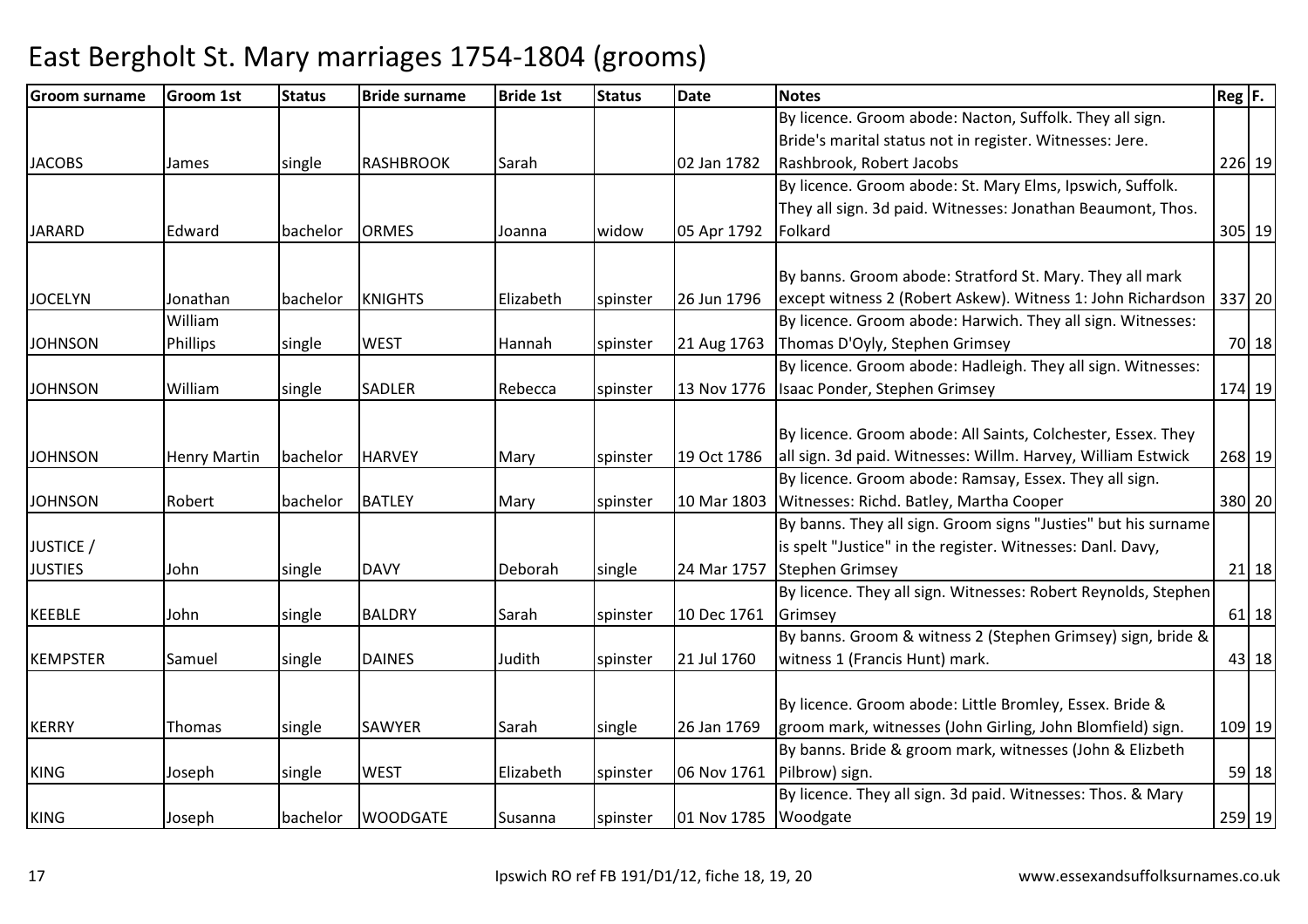# East Bergholt St. Mary marriages 1754-1804 (grooms)

| Groom surname | Groom 1st | Status | Bride surname | Bride 1st | Status | Date | Notes | Reg | F. |
|---|---|---|---|---|---|---|---|---|---|
| JACOBS | James | single | RASHBROOK | Sarah | | 02 Jan 1782 | By licence. Groom abode: Nacton, Suffolk. They all sign. Bride's marital status not in register. Witnesses: Jere. Rashbrook, Robert Jacobs | 226 | 19 |
| JARARD | Edward | bachelor | ORMES | Joanna | widow | 05 Apr 1792 | By licence. Groom abode: St. Mary Elms, Ipswich, Suffolk. They all sign. 3d paid. Witnesses: Jonathan Beaumont, Thos. Folkard | 305 | 19 |
| JOCELYN | Jonathan | bachelor | KNIGHTS | Elizabeth | spinster | 26 Jun 1796 | By banns. Groom abode: Stratford St. Mary. They all mark except witness 2 (Robert Askew). Witness 1: John Richardson | 337 | 20 |
| JOHNSON | William Phillips | single | WEST | Hannah | spinster | 21 Aug 1763 | By licence. Groom abode: Harwich. They all sign. Witnesses: Thomas D'Oyly, Stephen Grimsey | 70 | 18 |
| JOHNSON | William | single | SADLER | Rebecca | spinster | 13 Nov 1776 | By licence. Groom abode: Hadleigh. They all sign. Witnesses: Isaac Ponder, Stephen Grimsey | 174 | 19 |
| JOHNSON | Henry Martin | bachelor | HARVEY | Mary | spinster | 19 Oct 1786 | By licence. Groom abode: All Saints, Colchester, Essex. They all sign. 3d paid. Witnesses: Willm. Harvey, William Estwick | 268 | 19 |
| JOHNSON | Robert | bachelor | BATLEY | Mary | spinster | 10 Mar 1803 | By licence. Groom abode: Ramsay, Essex. They all sign. Witnesses: Richd. Batley, Martha Cooper | 380 | 20 |
| JUSTICE / JUSTIES | John | single | DAVY | Deborah | single | 24 Mar 1757 | By banns. They all sign. Groom signs "Justies" but his surname is spelt "Justice" in the register. Witnesses: Danl. Davy, Stephen Grimsey | 21 | 18 |
| KEEBLE | John | single | BALDRY | Sarah | spinster | 10 Dec 1761 | By licence. They all sign. Witnesses: Robert Reynolds, Stephen Grimsey | 61 | 18 |
| KEMPSTER | Samuel | single | DAINES | Judith | spinster | 21 Jul 1760 | By banns. Groom & witness 2 (Stephen Grimsey) sign, bride & witness 1 (Francis Hunt) mark. | 43 | 18 |
| KERRY | Thomas | single | SAWYER | Sarah | single | 26 Jan 1769 | By licence. Groom abode: Little Bromley, Essex. Bride & groom mark, witnesses (John Girling, John Blomfield) sign. | 109 | 19 |
| KING | Joseph | single | WEST | Elizabeth | spinster | 06 Nov 1761 | By banns. Bride & groom mark, witnesses (John & Elizbeth Pilbrow) sign. | 59 | 18 |
| KING | Joseph | bachelor | WOODGATE | Susanna | spinster | 01 Nov 1785 | By licence. They all sign. 3d paid. Witnesses: Thos. & Mary Woodgate | 259 | 19 |

Ipswich RO ref FB 191/D1/12, fiche 18, 19, 20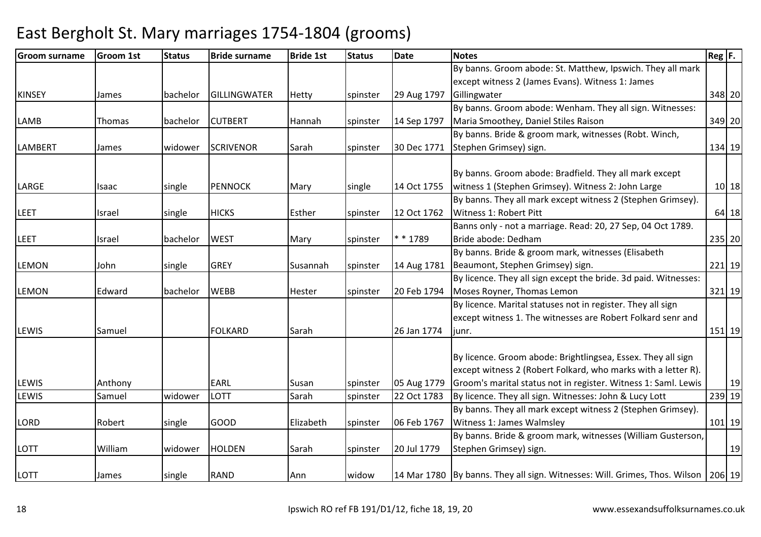# East Bergholt St. Mary marriages 1754-1804 (grooms)

| Groom surname | Groom 1st | Status | Bride surname | Bride 1st | Status | Date | Notes | Reg | F. |
|---|---|---|---|---|---|---|---|---|---|
| KINSEY | James | bachelor | GILLINGWATER | Hetty | spinster | 29 Aug 1797 | By banns. Groom abode: St. Matthew, Ipswich. They all mark except witness 2 (James Evans). Witness 1: James Gillingwater | 348 | 20 |
| LAMB | Thomas | bachelor | CUTBERT | Hannah | spinster | 14 Sep 1797 | By banns. Groom abode: Wenham. They all sign. Witnesses: Maria Smoothey, Daniel Stiles Raison | 349 | 20 |
| LAMBERT | James | widower | SCRIVENOR | Sarah | spinster | 30 Dec 1771 | By banns. Bride & groom mark, witnesses (Robt. Winch, Stephen Grimsey) sign. | 134 | 19 |
| LARGE | Isaac | single | PENNOCK | Mary | single | 14 Oct 1755 | By banns. Groom abode: Bradfield. They all mark except witness 1 (Stephen Grimsey). Witness 2: John Large | 10 | 18 |
| LEET | Israel | single | HICKS | Esther | spinster | 12 Oct 1762 | By banns. They all mark except witness 2 (Stephen Grimsey). Witness 1: Robert Pitt | 64 | 18 |
| LEET | Israel | bachelor | WEST | Mary | spinster | * * 1789 | Banns only - not a marriage. Read: 20, 27 Sep, 04 Oct 1789. Bride abode: Dedham | 235 | 20 |
| LEMON | John | single | GREY | Susannah | spinster | 14 Aug 1781 | By banns. Bride & groom mark, witnesses (Elisabeth Beaumont, Stephen Grimsey) sign. | 221 | 19 |
| LEMON | Edward | bachelor | WEBB | Hester | spinster | 20 Feb 1794 | By licence. They all sign except the bride. 3d paid. Witnesses: Moses Royner, Thomas Lemon | 321 | 19 |
| LEWIS | Samuel | | FOLKARD | Sarah | | 26 Jan 1774 | By licence. Marital statuses not in register. They all sign except witness 1. The witnesses are Robert Folkard senr and junr. | 151 | 19 |
| LEWIS | Anthony | | EARL | Susan | spinster | 05 Aug 1779 | By licence. Groom abode: Brightlingsea, Essex. They all sign except witness 2 (Robert Folkard, who marks with a letter R). Groom's marital status not in register. Witness 1: Saml. Lewis | | 19 |
| LEWIS | Samuel | widower | LOTT | Sarah | spinster | 22 Oct 1783 | By licence. They all sign. Witnesses: John & Lucy Lott | 239 | 19 |
| LORD | Robert | single | GOOD | Elizabeth | spinster | 06 Feb 1767 | By banns. They all mark except witness 2 (Stephen Grimsey). Witness 1: James Walmsley | 101 | 19 |
| LOTT | William | widower | HOLDEN | Sarah | spinster | 20 Jul 1779 | By banns. Bride & groom mark, witnesses (William Gusterson, Stephen Grimsey) sign. | | 19 |
| LOTT | James | single | RAND | Ann | widow | 14 Mar 1780 | By banns. They all sign. Witnesses: Will. Grimes, Thos. Wilson | 206 | 19 |

Ipswich RO ref FB 191/D1/12, fiche 18, 19, 20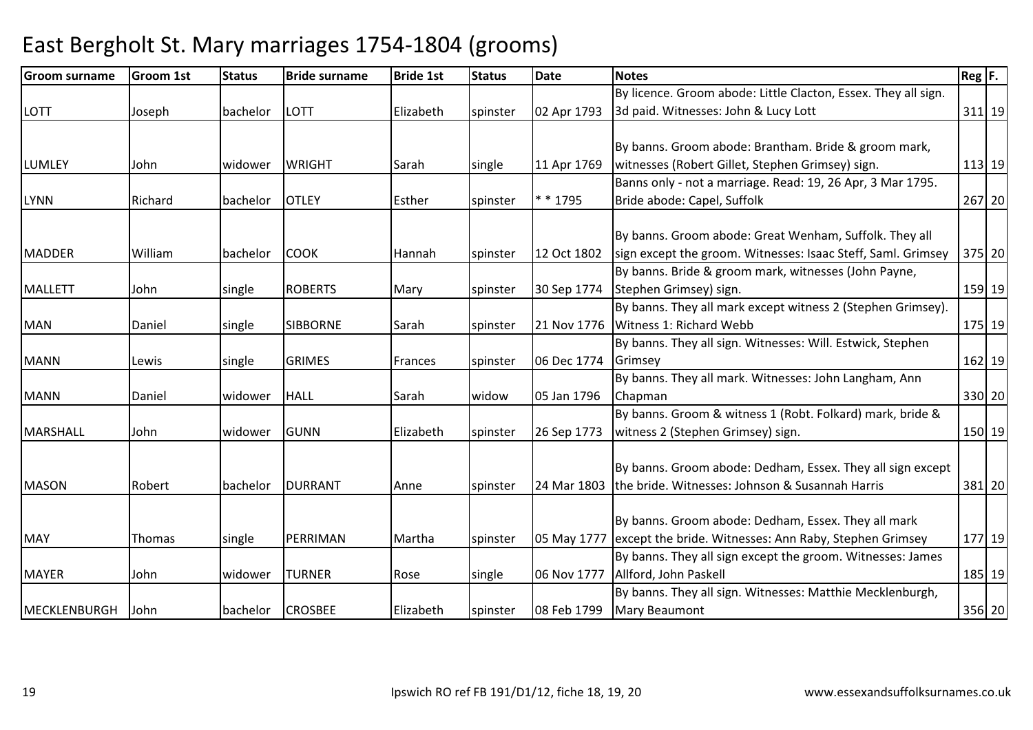# East Bergholt St. Mary marriages 1754-1804 (grooms)

| Groom surname | Groom 1st | Status | Bride surname | Bride 1st | Status | Date | Notes | Reg | F. |
|---|---|---|---|---|---|---|---|---|---|
| LOTT | Joseph | bachelor | LOTT | Elizabeth | spinster | 02 Apr 1793 | By licence. Groom abode: Little Clacton, Essex. They all sign. 3d paid. Witnesses: John & Lucy Lott | 311 | 19 |
| LUMLEY | John | widower | WRIGHT | Sarah | single | 11 Apr 1769 | By banns. Groom abode: Brantham. Bride & groom mark, witnesses (Robert Gillet, Stephen Grimsey) sign. | 113 | 19 |
| LYNN | Richard | bachelor | OTLEY | Esther | spinster | * * 1795 | Banns only - not a marriage. Read: 19, 26 Apr, 3 Mar 1795. Bride abode: Capel, Suffolk | 267 | 20 |
| MADDER | William | bachelor | COOK | Hannah | spinster | 12 Oct 1802 | By banns. Groom abode: Great Wenham, Suffolk. They all sign except the groom. Witnesses: Isaac Steff, Saml. Grimsey | 375 | 20 |
| MALLETT | John | single | ROBERTS | Mary | spinster | 30 Sep 1774 | By banns. Bride & groom mark, witnesses (John Payne, Stephen Grimsey) sign. | 159 | 19 |
| MAN | Daniel | single | SIBBORNE | Sarah | spinster | 21 Nov 1776 | By banns. They all mark except witness 2 (Stephen Grimsey). Witness 1: Richard Webb | 175 | 19 |
| MANN | Lewis | single | GRIMES | Frances | spinster | 06 Dec 1774 | By banns. They all sign. Witnesses: Will. Estwick, Stephen Grimsey | 162 | 19 |
| MANN | Daniel | widower | HALL | Sarah | widow | 05 Jan 1796 | By banns. They all mark. Witnesses: John Langham, Ann Chapman | 330 | 20 |
| MARSHALL | John | widower | GUNN | Elizabeth | spinster | 26 Sep 1773 | By banns. Groom & witness 1 (Robt. Folkard) mark, bride & witness 2 (Stephen Grimsey) sign. | 150 | 19 |
| MASON | Robert | bachelor | DURRANT | Anne | spinster | 24 Mar 1803 | By banns. Groom abode: Dedham, Essex. They all sign except the bride. Witnesses: Johnson & Susannah Harris | 381 | 20 |
| MAY | Thomas | single | PERRIMAN | Martha | spinster | 05 May 1777 | By banns. Groom abode: Dedham, Essex. They all mark except the bride. Witnesses: Ann Raby, Stephen Grimsey | 177 | 19 |
| MAYER | John | widower | TURNER | Rose | single | 06 Nov 1777 | By banns. They all sign except the groom. Witnesses: James Allford, John Paskell | 185 | 19 |
| MECKLENBURGH | John | bachelor | CROSBEE | Elizabeth | spinster | 08 Feb 1799 | By banns. They all sign. Witnesses: Matthie Mecklenburgh, Mary Beaumont | 356 | 20 |

Ipswich RO ref FB 191/D1/12, fiche 18, 19, 20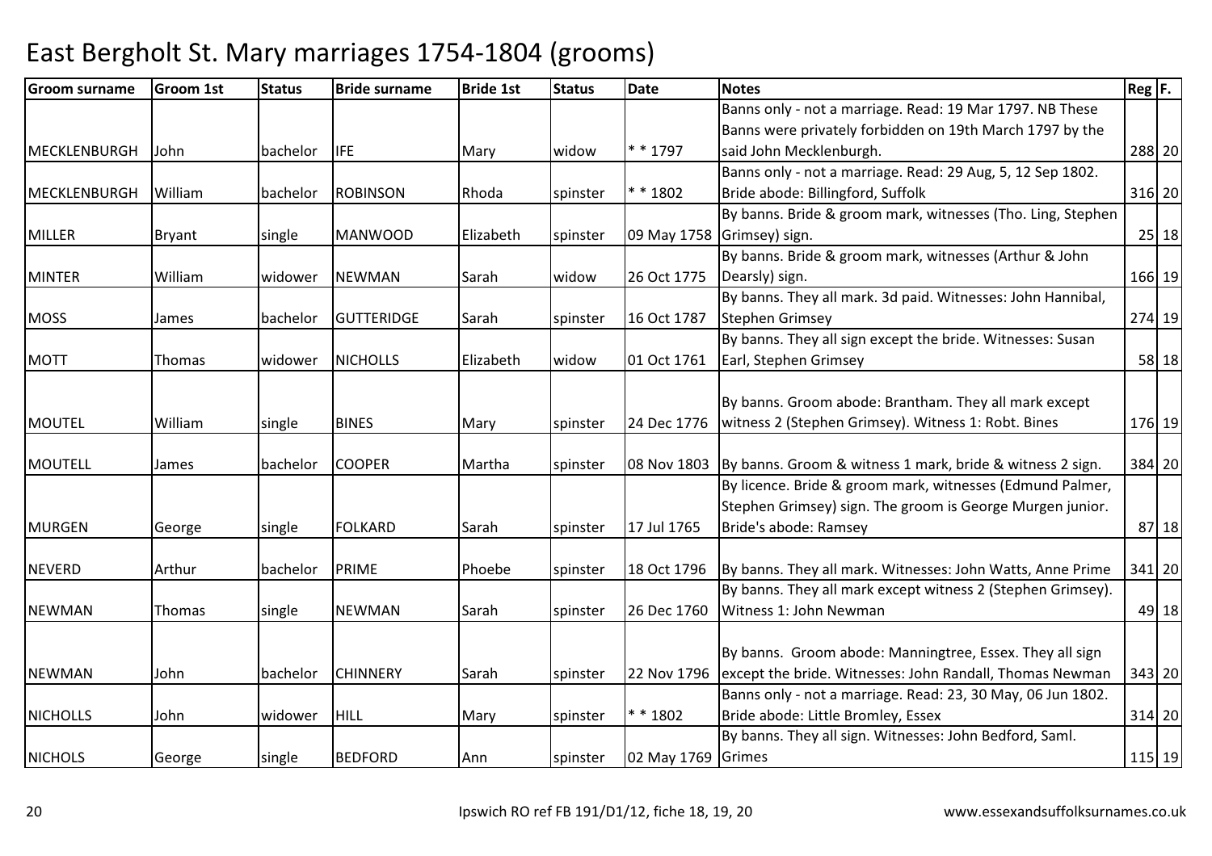# East Bergholt St. Mary marriages 1754-1804 (grooms)

| Groom surname | Groom 1st | Status | Bride surname | Bride 1st | Status | Date | Notes | Reg | F. |
|---|---|---|---|---|---|---|---|---|---|
| MECKLENBURGH | John | bachelor | IFE | Mary | widow | * * 1797 | Banns only - not a marriage. Read: 19 Mar 1797. NB These Banns were privately forbidden on 19th March 1797 by the said John Mecklenburgh. | 288 | 20 |
| MECKLENBURGH | William | bachelor | ROBINSON | Rhoda | spinster | * * 1802 | Banns only - not a marriage. Read: 29 Aug, 5, 12 Sep 1802. Bride abode: Billingford, Suffolk | 316 | 20 |
| MILLER | Bryant | single | MANWOOD | Elizabeth | spinster | 09 May 1758 | By banns. Bride & groom mark, witnesses (Tho. Ling, Stephen Grimsey) sign. | 25 | 18 |
| MINTER | William | widower | NEWMAN | Sarah | widow | 26 Oct 1775 | By banns. Bride & groom mark, witnesses (Arthur & John Dearsly) sign. | 166 | 19 |
| MOSS | James | bachelor | GUTTERIDGE | Sarah | spinster | 16 Oct 1787 | By banns. They all mark. 3d paid. Witnesses: John Hannibal, Stephen Grimsey | 274 | 19 |
| MOTT | Thomas | widower | NICHOLLS | Elizabeth | widow | 01 Oct 1761 | By banns. They all sign except the bride. Witnesses: Susan Earl, Stephen Grimsey | 58 | 18 |
| MOUTEL | William | single | BINES | Mary | spinster | 24 Dec 1776 | By banns. Groom abode: Brantham. They all mark except witness 2 (Stephen Grimsey). Witness 1: Robt. Bines | 176 | 19 |
| MOUTELL | James | bachelor | COOPER | Martha | spinster | 08 Nov 1803 | By banns. Groom & witness 1 mark, bride & witness 2 sign. | 384 | 20 |
| MURGEN | George | single | FOLKARD | Sarah | spinster | 17 Jul 1765 | By licence. Bride & groom mark, witnesses (Edmund Palmer, Stephen Grimsey) sign. The groom is George Murgen junior. Bride's abode: Ramsey | 87 | 18 |
| NEVERD | Arthur | bachelor | PRIME | Phoebe | spinster | 18 Oct 1796 | By banns. They all mark. Witnesses: John Watts, Anne Prime | 341 | 20 |
| NEWMAN | Thomas | single | NEWMAN | Sarah | spinster | 26 Dec 1760 | By banns. They all mark except witness 2 (Stephen Grimsey). Witness 1: John Newman | 49 | 18 |
| NEWMAN | John | bachelor | CHINNERY | Sarah | spinster | 22 Nov 1796 | By banns. Groom abode: Manningtree, Essex. They all sign except the bride. Witnesses: John Randall, Thomas Newman | 343 | 20 |
| NICHOLLS | John | widower | HILL | Mary | spinster | * * 1802 | Banns only - not a marriage. Read: 23, 30 May, 06 Jun 1802. Bride abode: Little Bromley, Essex | 314 | 20 |
| NICHOLS | George | single | BEDFORD | Ann | spinster | 02 May 1769 | By banns. They all sign. Witnesses: John Bedford, Saml. Grimes | 115 | 19 |

Ipswich RO ref FB 191/D1/12, fiche 18, 19, 20 www.essexandsuffolksurnames.co.uk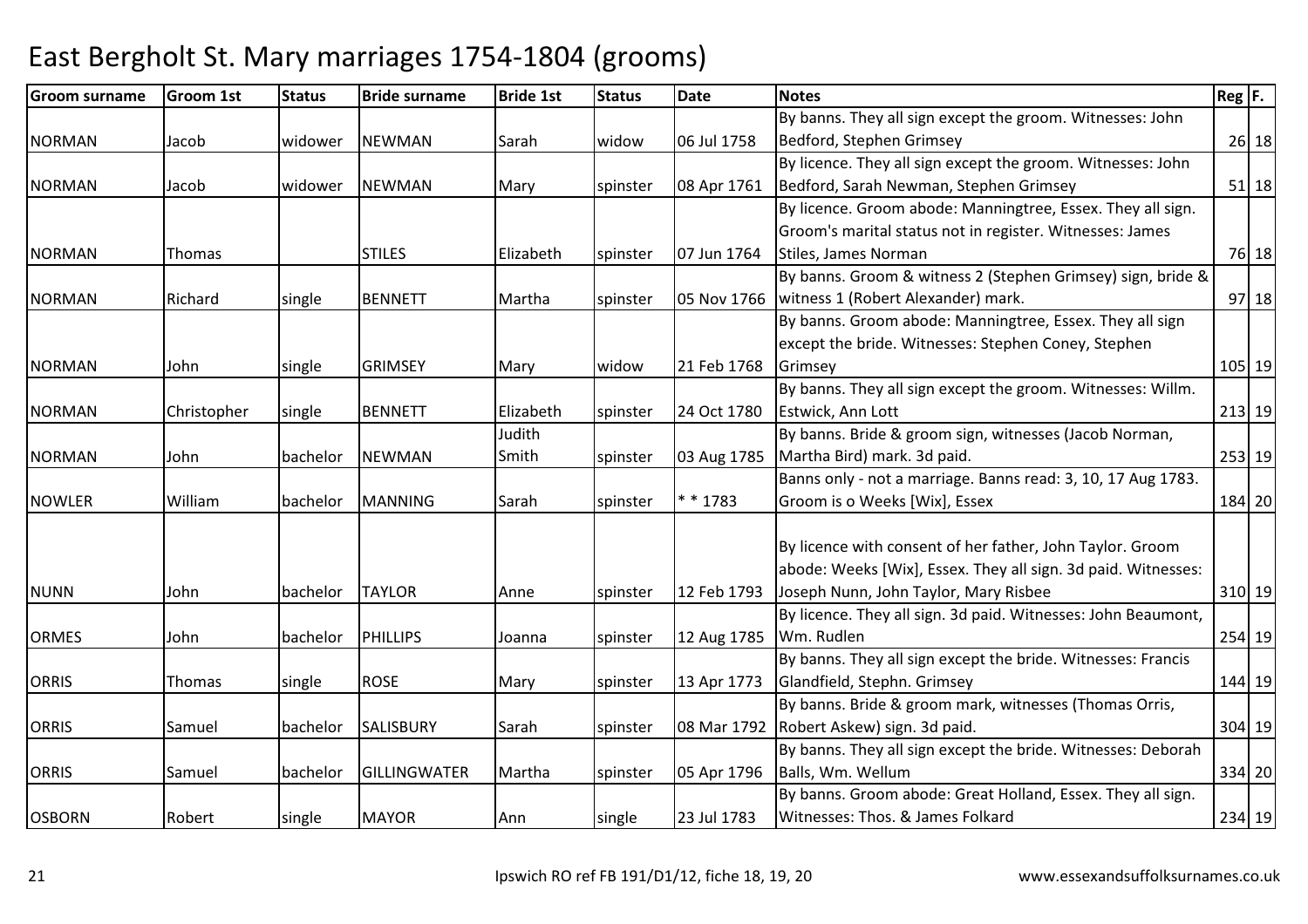# East Bergholt St. Mary marriages 1754-1804 (grooms)

| Groom surname | Groom 1st | Status | Bride surname | Bride 1st | Status | Date | Notes | Reg | F. |
|---|---|---|---|---|---|---|---|---|---|
| NORMAN | Jacob | widower | NEWMAN | Sarah | widow | 06 Jul 1758 | By banns. They all sign except the groom. Witnesses: John Bedford, Stephen Grimsey | 26 | 18 |
| NORMAN | Jacob | widower | NEWMAN | Mary | spinster | 08 Apr 1761 | By licence. They all sign except the groom. Witnesses: John Bedford, Sarah Newman, Stephen Grimsey | 51 | 18 |
| NORMAN | Thomas | | STILES | Elizabeth | spinster | 07 Jun 1764 | By licence. Groom abode: Manningtree, Essex. They all sign. Groom's marital status not in register. Witnesses: James Stiles, James Norman | 76 | 18 |
| NORMAN | Richard | single | BENNETT | Martha | spinster | 05 Nov 1766 | By banns. Groom & witness 2 (Stephen Grimsey) sign, bride & witness 1 (Robert Alexander) mark. | 97 | 18 |
| NORMAN | John | single | GRIMSEY | Mary | widow | 21 Feb 1768 | By banns. Groom abode: Manningtree, Essex. They all sign except the bride. Witnesses: Stephen Coney, Stephen Grimsey | 105 | 19 |
| NORMAN | Christopher | single | BENNETT | Elizabeth | spinster | 24 Oct 1780 | By banns. They all sign except the groom. Witnesses: Willm. Estwick, Ann Lott | 213 | 19 |
| NORMAN | John | bachelor | NEWMAN | Judith Smith | spinster | 03 Aug 1785 | By banns. Bride & groom sign, witnesses (Jacob Norman, Martha Bird) mark. 3d paid. | 253 | 19 |
| NOWLER | William | bachelor | MANNING | Sarah | spinster | * * 1783 | Banns only - not a marriage. Banns read: 3, 10, 17 Aug 1783. Groom is o Weeks [Wix], Essex | 184 | 20 |
| NUNN | John | bachelor | TAYLOR | Anne | spinster | 12 Feb 1793 | By licence with consent of her father, John Taylor. Groom abode: Weeks [Wix], Essex. They all sign. 3d paid. Witnesses: Joseph Nunn, John Taylor, Mary Risbee | 310 | 19 |
| ORMES | John | bachelor | PHILLIPS | Joanna | spinster | 12 Aug 1785 | By licence. They all sign. 3d paid. Witnesses: John Beaumont, Wm. Rudlen | 254 | 19 |
| ORRIS | Thomas | single | ROSE | Mary | spinster | 13 Apr 1773 | By banns. They all sign except the bride. Witnesses: Francis Glandfield, Stephn. Grimsey | 144 | 19 |
| ORRIS | Samuel | bachelor | SALISBURY | Sarah | spinster | 08 Mar 1792 | By banns. Bride & groom mark, witnesses (Thomas Orris, Robert Askew) sign. 3d paid. | 304 | 19 |
| ORRIS | Samuel | bachelor | GILLINGWATER | Martha | spinster | 05 Apr 1796 | By banns. They all sign except the bride. Witnesses: Deborah Balls, Wm. Wellum | 334 | 20 |
| OSBORN | Robert | single | MAYOR | Ann | single | 23 Jul 1783 | By banns. Groom abode: Great Holland, Essex. They all sign. Witnesses: Thos. & James Folkard | 234 | 19 |

Ipswich RO ref FB 191/D1/12, fiche 18, 19, 20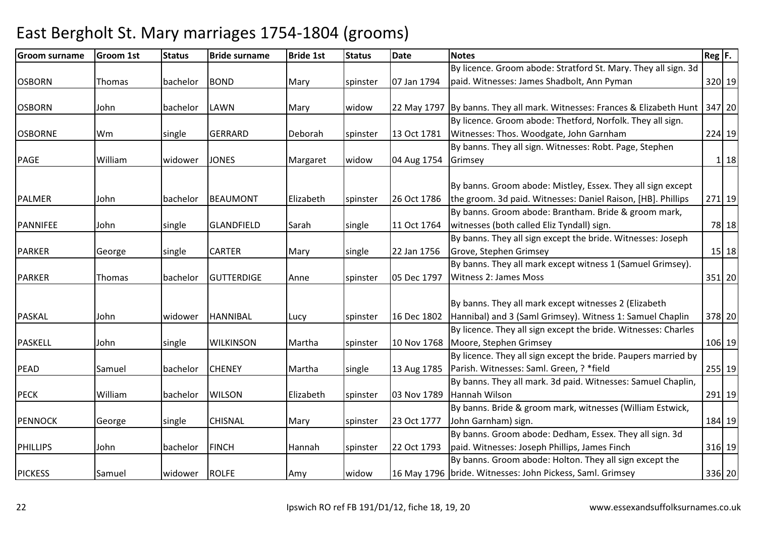# East Bergholt St. Mary marriages 1754-1804 (grooms)

| Groom surname | Groom 1st | Status | Bride surname | Bride 1st | Status | Date | Notes | Reg | F. |
|---|---|---|---|---|---|---|---|---|---|
| OSBORN | Thomas | bachelor | BOND | Mary | spinster | 07 Jan 1794 | By licence. Groom abode: Stratford St. Mary. They all sign. 3d paid. Witnesses: James Shadbolt, Ann Pyman | 320 | 19 |
| OSBORN | John | bachelor | LAWN | Mary | widow | 22 May 1797 | By banns. They all mark. Witnesses: Frances & Elizabeth Hunt | 347 | 20 |
| OSBORNE | Wm | single | GERRARD | Deborah | spinster | 13 Oct 1781 | By licence. Groom abode: Thetford, Norfolk. They all sign. Witnesses: Thos. Woodgate, John Garnham | 224 | 19 |
| PAGE | William | widower | JONES | Margaret | widow | 04 Aug 1754 | By banns. They all sign. Witnesses: Robt. Page, Stephen Grimsey | 1 | 18 |
| PALMER | John | bachelor | BEAUMONT | Elizabeth | spinster | 26 Oct 1786 | By banns. Groom abode: Mistley, Essex. They all sign except the groom. 3d paid. Witnesses: Daniel Raison, [HB]. Phillips | 271 | 19 |
| PANNIFEE | John | single | GLANDFIELD | Sarah | single | 11 Oct 1764 | By banns. Groom abode: Brantham. Bride & groom mark, witnesses (both called Eliz Tyndall) sign. | 78 | 18 |
| PARKER | George | single | CARTER | Mary | single | 22 Jan 1756 | By banns. They all sign except the bride. Witnesses: Joseph Grove, Stephen Grimsey | 15 | 18 |
| PARKER | Thomas | bachelor | GUTTERDIGE | Anne | spinster | 05 Dec 1797 | By banns. They all mark except witness 1 (Samuel Grimsey). Witness 2: James Moss | 351 | 20 |
| PASKAL | John | widower | HANNIBAL | Lucy | spinster | 16 Dec 1802 | By banns. They all mark except witnesses 2 (Elizabeth Hannibal) and 3 (Saml Grimsey). Witness 1: Samuel Chaplin | 378 | 20 |
| PASKELL | John | single | WILKINSON | Martha | spinster | 10 Nov 1768 | By licence. They all sign except the bride. Witnesses: Charles Moore, Stephen Grimsey | 106 | 19 |
| PEAD | Samuel | bachelor | CHENEY | Martha | single | 13 Aug 1785 | By licence. They all sign except the bride. Paupers married by Parish. Witnesses: Saml. Green, ? *field | 255 | 19 |
| PECK | William | bachelor | WILSON | Elizabeth | spinster | 03 Nov 1789 | By banns. They all mark. 3d paid. Witnesses: Samuel Chaplin, Hannah Wilson | 291 | 19 |
| PENNOCK | George | single | CHISNAL | Mary | spinster | 23 Oct 1777 | By banns. Bride & groom mark, witnesses (William Estwick, John Garnham) sign. | 184 | 19 |
| PHILLIPS | John | bachelor | FINCH | Hannah | spinster | 22 Oct 1793 | By banns. Groom abode: Dedham, Essex. They all sign. 3d paid. Witnesses: Joseph Phillips, James Finch | 316 | 19 |
| PICKESS | Samuel | widower | ROLFE | Amy | widow | 16 May 1796 | By banns. Groom abode: Holton. They all sign except the bride. Witnesses: John Pickess, Saml. Grimsey | 336 | 20 |

Ipswich RO ref FB 191/D1/12, fiche 18, 19, 20 www.essexandsuffolksurnames.co.uk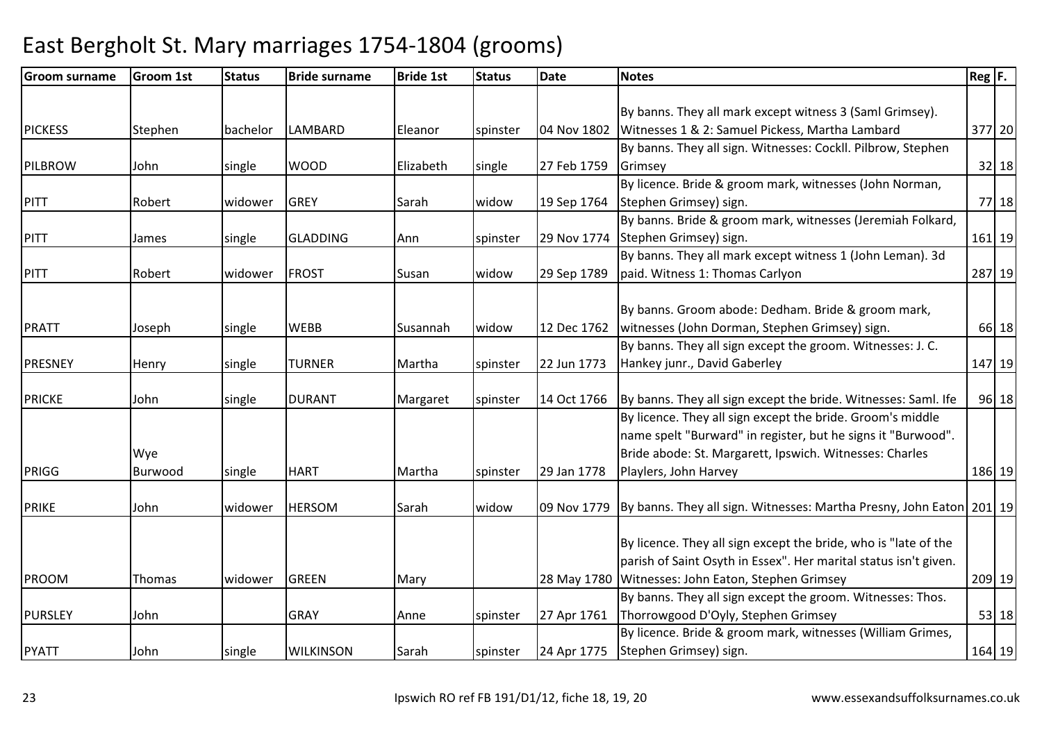# East Bergholt St. Mary marriages 1754-1804 (grooms)

| Groom surname | Groom 1st | Status | Bride surname | Bride 1st | Status | Date | Notes | Reg | F. |
|---|---|---|---|---|---|---|---|---|---|
| PICKESS | Stephen | bachelor | LAMBARD | Eleanor | spinster | 04 Nov 1802 | By banns. They all mark except witness 3 (Saml Grimsey). Witnesses 1 & 2: Samuel Pickess, Martha Lambard | 377 | 20 |
| PILBROW | John | single | WOOD | Elizabeth | single | 27 Feb 1759 | By banns. They all sign. Witnesses: Cockll. Pilbrow, Stephen Grimsey | 32 | 18 |
| PITT | Robert | widower | GREY | Sarah | widow | 19 Sep 1764 | By licence. Bride & groom mark, witnesses (John Norman, Stephen Grimsey) sign. | 77 | 18 |
| PITT | James | single | GLADDING | Ann | spinster | 29 Nov 1774 | By banns. Bride & groom mark, witnesses (Jeremiah Folkard, Stephen Grimsey) sign. | 161 | 19 |
| PITT | Robert | widower | FROST | Susan | widow | 29 Sep 1789 | By banns. They all mark except witness 1 (John Leman). 3d paid. Witness 1: Thomas Carlyon | 287 | 19 |
| PRATT | Joseph | single | WEBB | Susannah | widow | 12 Dec 1762 | By banns. Groom abode: Dedham. Bride & groom mark, witnesses (John Dorman, Stephen Grimsey) sign. | 66 | 18 |
| PRESNEY | Henry | single | TURNER | Martha | spinster | 22 Jun 1773 | By banns. They all sign except the groom. Witnesses: J. C. Hankey junr., David Gaberley | 147 | 19 |
| PRICKE | John | single | DURANT | Margaret | spinster | 14 Oct 1766 | By banns. They all sign except the bride. Witnesses: Saml. Ife | 96 | 18 |
| PRIGG | Wye Burwood | single | HART | Martha | spinster | 29 Jan 1778 | By licence. They all sign except the bride. Groom's middle name spelt "Burward" in register, but he signs it "Burwood". Bride abode: St. Margarett, Ipswich. Witnesses: Charles Playlers, John Harvey | 186 | 19 |
| PRIKE | John | widower | HERSOM | Sarah | widow | 09 Nov 1779 | By banns. They all sign. Witnesses: Martha Presny, John Eaton | 201 | 19 |
| PROOM | Thomas | widower | GREEN | Mary | | 28 May 1780 | By licence. They all sign except the bride, who is "late of the parish of Saint Osyth in Essex". Her marital status isn't given. Witnesses: John Eaton, Stephen Grimsey | 209 | 19 |
| PURSLEY | John | | GRAY | Anne | spinster | 27 Apr 1761 | By banns. They all sign except the groom. Witnesses: Thos. Thorrowgood D'Oyly, Stephen Grimsey | 53 | 18 |
| PYATT | John | single | WILKINSON | Sarah | spinster | 24 Apr 1775 | By licence. Bride & groom mark, witnesses (William Grimes, Stephen Grimsey) sign. | 164 | 19 |

Ipswich RO ref FB 191/D1/12, fiche 18, 19, 20 www.essexandsuffolksurnames.co.uk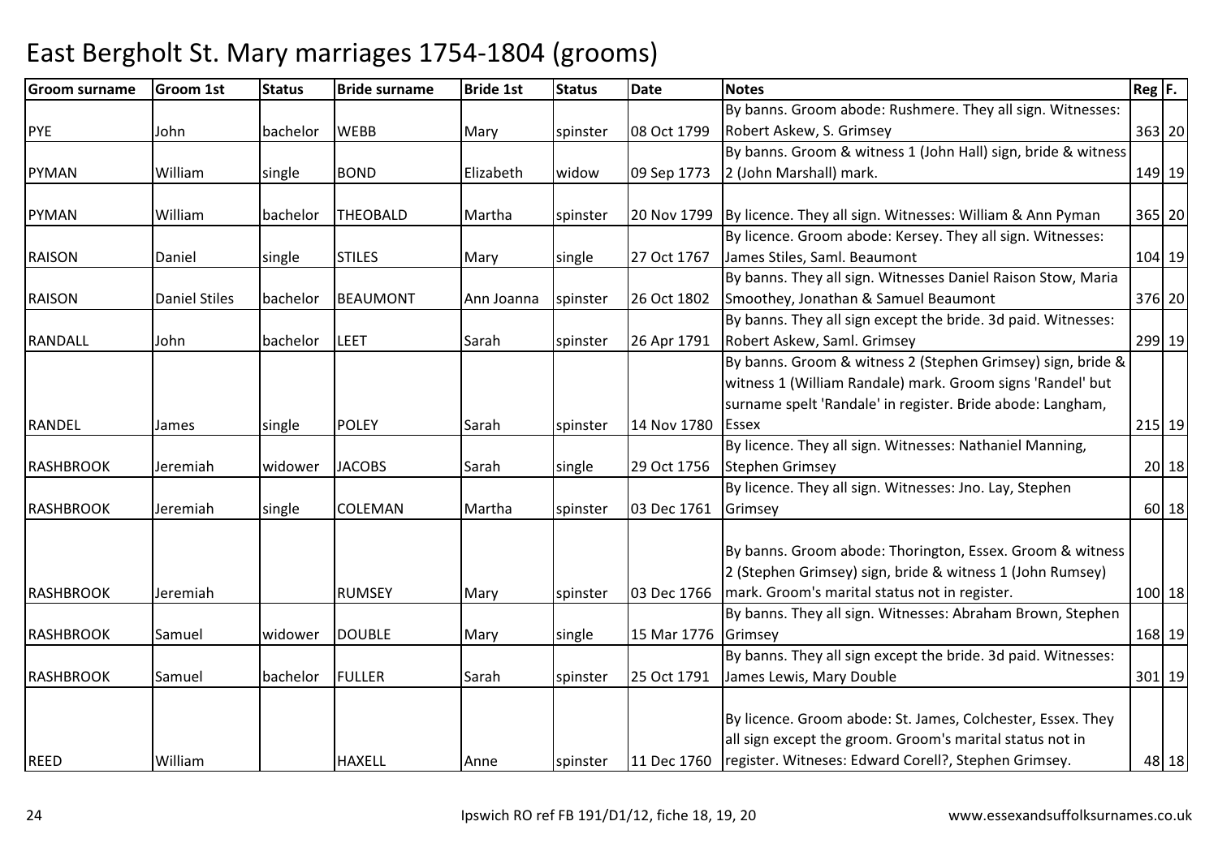# East Bergholt St. Mary marriages 1754-1804 (grooms)

| Groom surname | Groom 1st | Status | Bride surname | Bride 1st | Status | Date | Notes | Reg | F. |
|---|---|---|---|---|---|---|---|---|---|
| PYE | John | bachelor | WEBB | Mary | spinster | 08 Oct 1799 | By banns. Groom abode: Rushmere. They all sign. Witnesses: Robert Askew, S. Grimsey | 363 | 20 |
| PYMAN | William | single | BOND | Elizabeth | widow | 09 Sep 1773 | By banns. Groom & witness 1 (John Hall) sign, bride & witness 2 (John Marshall) mark. | 149 | 19 |
| PYMAN | William | bachelor | THEOBALD | Martha | spinster | 20 Nov 1799 | By licence. They all sign. Witnesses: William & Ann Pyman | 365 | 20 |
| RAISON | Daniel | single | STILES | Mary | single | 27 Oct 1767 | By licence. Groom abode: Kersey. They all sign. Witnesses: James Stiles, Saml. Beaumont | 104 | 19 |
| RAISON | Daniel Stiles | bachelor | BEAUMONT | Ann Joanna | spinster | 26 Oct 1802 | By banns. They all sign. Witnesses Daniel Raison Stow, Maria Smoothey, Jonathan & Samuel Beaumont | 376 | 20 |
| RANDALL | John | bachelor | LEET | Sarah | spinster | 26 Apr 1791 | By banns. They all sign except the bride. 3d paid. Witnesses: Robert Askew, Saml. Grimsey | 299 | 19 |
| RANDEL | James | single | POLEY | Sarah | spinster | 14 Nov 1780 | By banns. Groom & witness 2 (Stephen Grimsey) sign, bride & witness 1 (William Randale) mark. Groom signs 'Randel' but surname spelt 'Randale' in register. Bride abode: Langham, Essex | 215 | 19 |
| RASHBROOK | Jeremiah | widower | JACOBS | Sarah | single | 29 Oct 1756 | By licence. They all sign. Witnesses: Nathaniel Manning, Stephen Grimsey | 20 | 18 |
| RASHBROOK | Jeremiah | single | COLEMAN | Martha | spinster | 03 Dec 1761 | By licence. They all sign. Witnesses: Jno. Lay, Stephen Grimsey | 60 | 18 |
| RASHBROOK | Jeremiah | | RUMSEY | Mary | spinster | 03 Dec 1766 | By banns. Groom abode: Thorington, Essex. Groom & witness 2 (Stephen Grimsey) sign, bride & witness 1 (John Rumsey) mark. Groom's marital status not in register. | 100 | 18 |
| RASHBROOK | Samuel | widower | DOUBLE | Mary | single | 15 Mar 1776 | By banns. They all sign. Witnesses: Abraham Brown, Stephen Grimsey | 168 | 19 |
| RASHBROOK | Samuel | bachelor | FULLER | Sarah | spinster | 25 Oct 1791 | By banns. They all sign except the bride. 3d paid. Witnesses: James Lewis, Mary Double | 301 | 19 |
| REED | William | | HAXELL | Anne | spinster | 11 Dec 1760 | By licence. Groom abode: St. James, Colchester, Essex. They all sign except the groom. Groom's marital status not in register. Witneses: Edward Corell?, Stephen Grimsey. | 48 | 18 |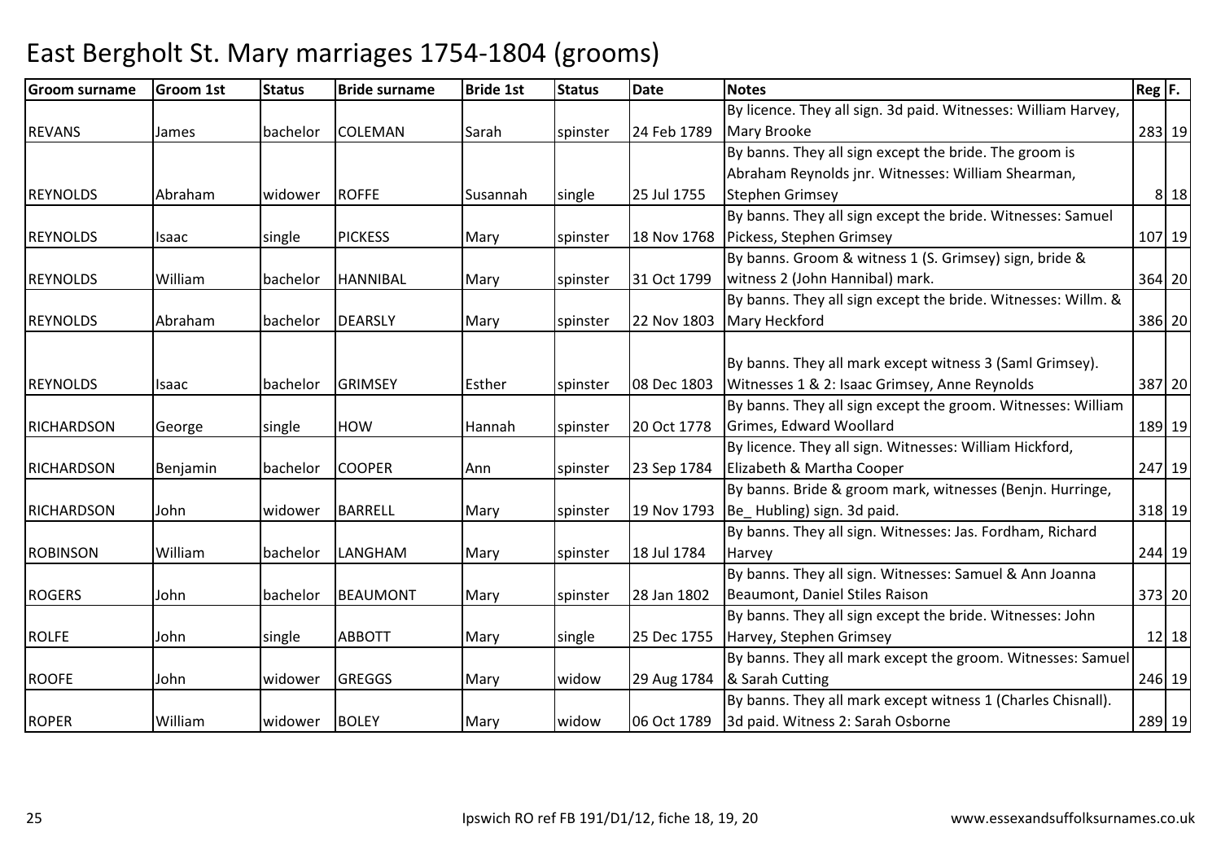# East Bergholt St. Mary marriages 1754-1804 (grooms)

| Groom surname | Groom 1st | Status | Bride surname | Bride 1st | Status | Date | Notes | Reg | F. |
|---|---|---|---|---|---|---|---|---|---|
| REVANS | James | bachelor | COLEMAN | Sarah | spinster | 24 Feb 1789 | By licence. They all sign. 3d paid. Witnesses: William Harvey, Mary Brooke | 283 | 19 |
| REYNOLDS | Abraham | widower | ROFFE | Susannah | single | 25 Jul 1755 | By banns. They all sign except the bride. The groom is Abraham Reynolds jnr. Witnesses: William Shearman, Stephen Grimsey | 8 | 18 |
| REYNOLDS | Isaac | single | PICKESS | Mary | spinster | 18 Nov 1768 | By banns. They all sign except the bride. Witnesses: Samuel Pickess, Stephen Grimsey | 107 | 19 |
| REYNOLDS | William | bachelor | HANNIBAL | Mary | spinster | 31 Oct 1799 | By banns. Groom & witness 1 (S. Grimsey) sign, bride & witness 2 (John Hannibal) mark. | 364 | 20 |
| REYNOLDS | Abraham | bachelor | DEARSLY | Mary | spinster | 22 Nov 1803 | By banns. They all sign except the bride. Witnesses: Willm. & Mary Heckford | 386 | 20 |
| REYNOLDS | Isaac | bachelor | GRIMSEY | Esther | spinster | 08 Dec 1803 | By banns. They all mark except witness 3 (Saml Grimsey). Witnesses 1 & 2: Isaac Grimsey, Anne Reynolds | 387 | 20 |
| RICHARDSON | George | single | HOW | Hannah | spinster | 20 Oct 1778 | By banns. They all sign except the groom. Witnesses: William Grimes, Edward Woollard | 189 | 19 |
| RICHARDSON | Benjamin | bachelor | COOPER | Ann | spinster | 23 Sep 1784 | By licence. They all sign. Witnesses: William Hickford, Elizabeth & Martha Cooper | 247 | 19 |
| RICHARDSON | John | widower | BARRELL | Mary | spinster | 19 Nov 1793 | By banns. Bride & groom mark, witnesses (Benjn. Hurringe, Be_ Hubling) sign. 3d paid. | 318 | 19 |
| ROBINSON | William | bachelor | LANGHAM | Mary | spinster | 18 Jul 1784 | By banns. They all sign. Witnesses: Jas. Fordham, Richard Harvey | 244 | 19 |
| ROGERS | John | bachelor | BEAUMONT | Mary | spinster | 28 Jan 1802 | By banns. They all sign. Witnesses: Samuel & Ann Joanna Beaumont, Daniel Stiles Raison | 373 | 20 |
| ROLFE | John | single | ABBOTT | Mary | single | 25 Dec 1755 | By banns. They all sign except the bride. Witnesses: John Harvey, Stephen Grimsey | 12 | 18 |
| ROOFE | John | widower | GREGGS | Mary | widow | 29 Aug 1784 | By banns. They all mark except the groom. Witnesses: Samuel & Sarah Cutting | 246 | 19 |
| ROPER | William | widower | BOLEY | Mary | widow | 06 Oct 1789 | By banns. They all mark except witness 1 (Charles Chisnall). 3d paid. Witness 2: Sarah Osborne | 289 | 19 |

Ipswich RO ref FB 191/D1/12, fiche 18, 19, 20

www.essexandsuffolksurnames.co.uk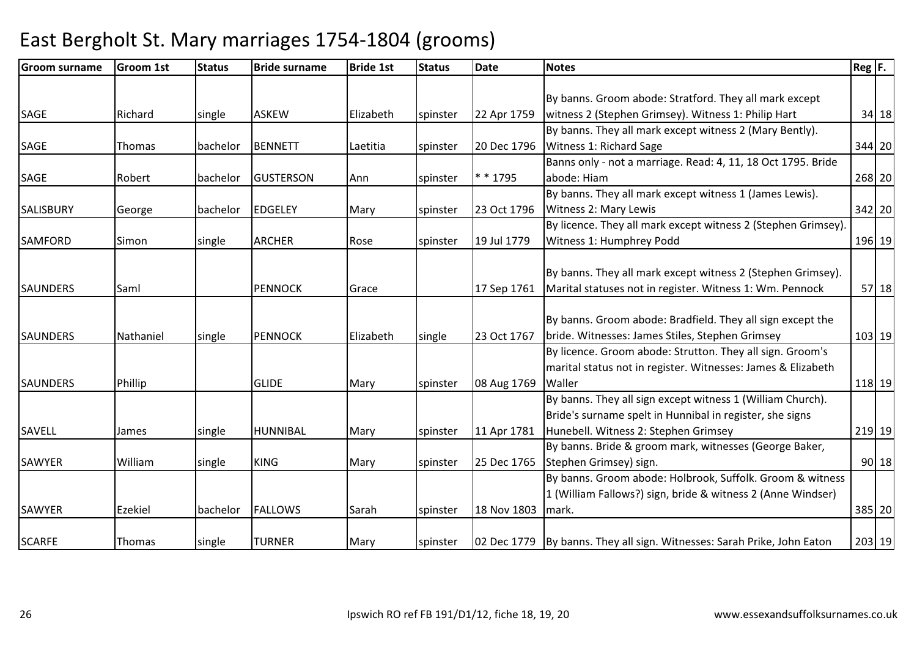# East Bergholt St. Mary marriages 1754-1804 (grooms)

| Groom surname | Groom 1st | Status | Bride surname | Bride 1st | Status | Date | Notes | Reg | F. |
|---|---|---|---|---|---|---|---|---|---|
| SAGE | Richard | single | ASKEW | Elizabeth | spinster | 22 Apr 1759 | By banns. Groom abode: Stratford. They all mark except witness 2 (Stephen Grimsey). Witness 1: Philip Hart | 34 | 18 |
| SAGE | Thomas | bachelor | BENNETT | Laetitia | spinster | 20 Dec 1796 | By banns. They all mark except witness 2 (Mary Bently). Witness 1: Richard Sage | 344 | 20 |
| SAGE | Robert | bachelor | GUSTERSON | Ann | spinster | * * 1795 | Banns only - not a marriage. Read: 4, 11, 18 Oct 1795. Bride abode: Hiam | 268 | 20 |
| SALISBURY | George | bachelor | EDGELEY | Mary | spinster | 23 Oct 1796 | By banns. They all mark except witness 1 (James Lewis). Witness 2: Mary Lewis | 342 | 20 |
| SAMFORD | Simon | single | ARCHER | Rose | spinster | 19 Jul 1779 | By licence. They all mark except witness 2 (Stephen Grimsey). Witness 1: Humphrey Podd | 196 | 19 |
| SAUNDERS | Saml | | PENNOCK | Grace | | 17 Sep 1761 | By banns. They all mark except witness 2 (Stephen Grimsey). Marital statuses not in register. Witness 1: Wm. Pennock | 57 | 18 |
| SAUNDERS | Nathaniel | single | PENNOCK | Elizabeth | single | 23 Oct 1767 | By banns. Groom abode: Bradfield. They all sign except the bride. Witnesses: James Stiles, Stephen Grimsey | 103 | 19 |
| SAUNDERS | Phillip | | GLIDE | Mary | spinster | 08 Aug 1769 | By licence. Groom abode: Strutton. They all sign. Groom's marital status not in register. Witnesses: James & Elizabeth Waller | 118 | 19 |
| SAVELL | James | single | HUNNIBAL | Mary | spinster | 11 Apr 1781 | By banns. They all sign except witness 1 (William Church). Bride's surname spelt in Hunnibal in register, she signs Hunebell. Witness 2: Stephen Grimsey | 219 | 19 |
| SAWYER | William | single | KING | Mary | spinster | 25 Dec 1765 | By banns. Bride & groom mark, witnesses (George Baker, Stephen Grimsey) sign. | 90 | 18 |
| SAWYER | Ezekiel | bachelor | FALLOWS | Sarah | spinster | 18 Nov 1803 | By banns. Groom abode: Holbrook, Suffolk. Groom & witness 1 (William Fallows?) sign, bride & witness 2 (Anne Windser) mark. | 385 | 20 |
| SCARFE | Thomas | single | TURNER | Mary | spinster | 02 Dec 1779 | By banns. They all sign. Witnesses: Sarah Prike, John Eaton | 203 | 19 |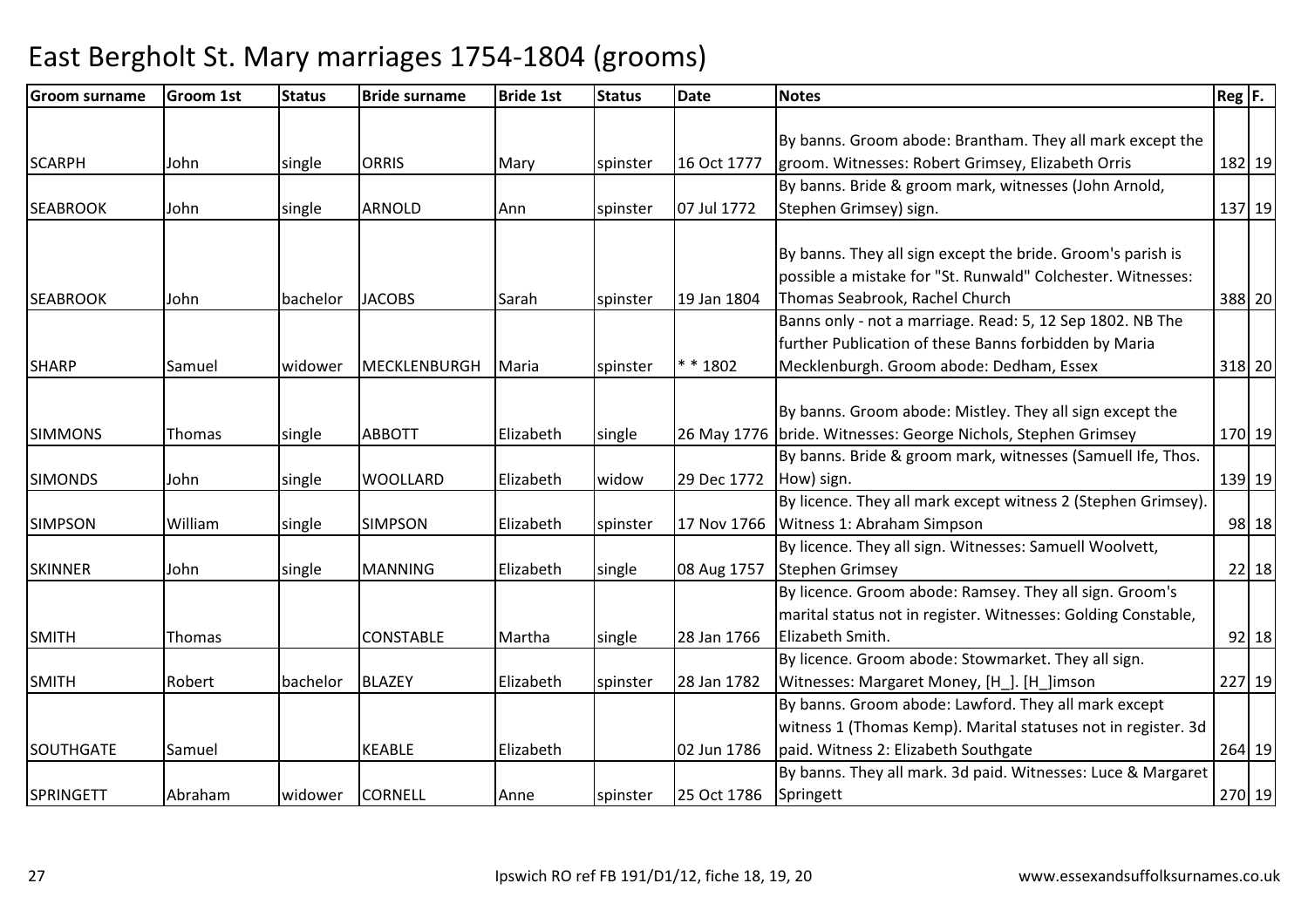# East Bergholt St. Mary marriages 1754-1804 (grooms)

| Groom surname | Groom 1st | Status | Bride surname | Bride 1st | Status | Date | Notes | Reg | F. |
|---|---|---|---|---|---|---|---|---|---|
| SCARPH | John | single | ORRIS | Mary | spinster | 16 Oct 1777 | By banns. Groom abode: Brantham. They all mark except the groom. Witnesses: Robert Grimsey, Elizabeth Orris | 182 | 19 |
| SEABROOK | John | single | ARNOLD | Ann | spinster | 07 Jul 1772 | By banns. Bride & groom mark, witnesses (John Arnold, Stephen Grimsey) sign. | 137 | 19 |
| SEABROOK | John | bachelor | JACOBS | Sarah | spinster | 19 Jan 1804 | By banns. They all sign except the bride. Groom's parish is possible a mistake for "St. Runwald" Colchester. Witnesses: Thomas Seabrook, Rachel Church | 388 | 20 |
| SHARP | Samuel | widower | MECKLENBURGH | Maria | spinster | * * 1802 | Banns only - not a marriage. Read: 5, 12 Sep 1802. NB The further Publication of these Banns forbidden by Maria Mecklenburgh. Groom abode: Dedham, Essex | 318 | 20 |
| SIMMONS | Thomas | single | ABBOTT | Elizabeth | single | 26 May 1776 | By banns. Groom abode: Mistley. They all sign except the bride. Witnesses: George Nichols, Stephen Grimsey | 170 | 19 |
| SIMONDS | John | single | WOOLLARD | Elizabeth | widow | 29 Dec 1772 | By banns. Bride & groom mark, witnesses (Samuell Ife, Thos. How) sign. | 139 | 19 |
| SIMPSON | William | single | SIMPSON | Elizabeth | spinster | 17 Nov 1766 | By licence. They all mark except witness 2 (Stephen Grimsey). Witness 1: Abraham Simpson | 98 | 18 |
| SKINNER | John | single | MANNING | Elizabeth | single | 08 Aug 1757 | By licence. They all sign. Witnesses: Samuell Woolvett, Stephen Grimsey | 22 | 18 |
| SMITH | Thomas | | CONSTABLE | Martha | single | 28 Jan 1766 | By licence. Groom abode: Ramsey. They all sign. Groom's marital status not in register. Witnesses: Golding Constable, Elizabeth Smith. | 92 | 18 |
| SMITH | Robert | bachelor | BLAZEY | Elizabeth | spinster | 28 Jan 1782 | By licence. Groom abode: Stowmarket. They all sign. Witnesses: Margaret Money, [H_]. [H_]imson | 227 | 19 |
| SOUTHGATE | Samuel | | KEABLE | Elizabeth | | 02 Jun 1786 | By banns. Groom abode: Lawford. They all mark except witness 1 (Thomas Kemp). Marital statuses not in register. 3d paid. Witness 2: Elizabeth Southgate | 264 | 19 |
| SPRINGETT | Abraham | widower | CORNELL | Anne | spinster | 25 Oct 1786 | By banns. They all mark. 3d paid. Witnesses: Luce & Margaret Springett | 270 | 19 |

Ipswich RO ref FB 191/D1/12, fiche 18, 19, 20 www.essexandsuffolksurnames.co.uk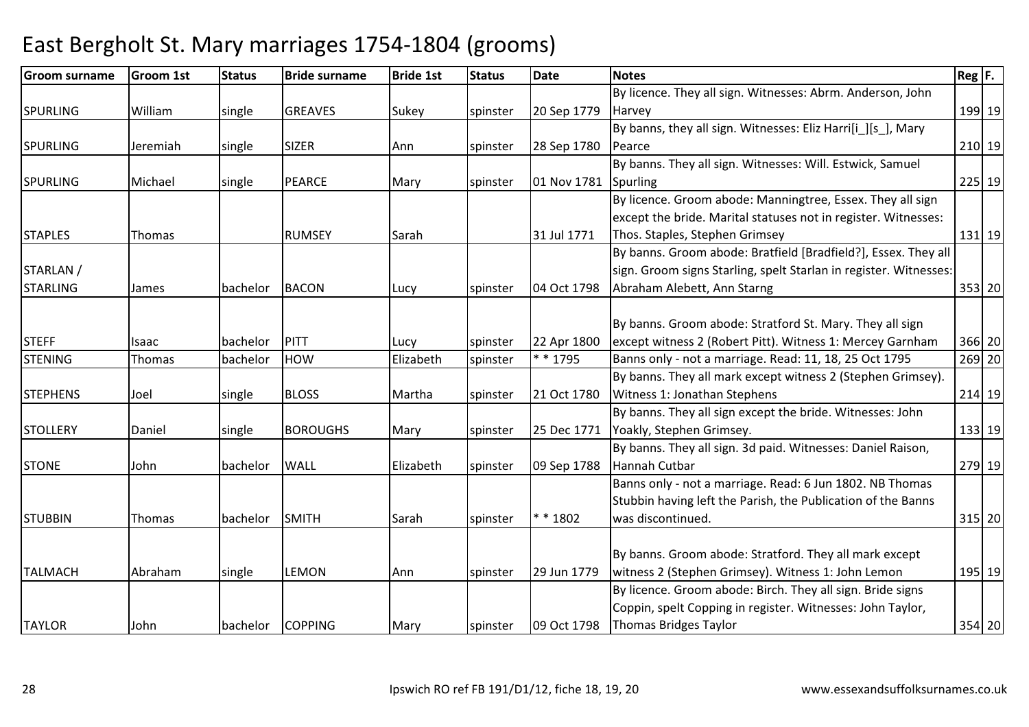# East Bergholt St. Mary marriages 1754-1804 (grooms)

| Groom surname | Groom 1st | Status | Bride surname | Bride 1st | Status | Date | Notes | Reg | F. |
|---|---|---|---|---|---|---|---|---|---|
| SPURLING | William | single | GREAVES | Sukey | spinster | 20 Sep 1779 | By licence. They all sign. Witnesses: Abrm. Anderson, John Harvey | 199 | 19 |
| SPURLING | Jeremiah | single | SIZER | Ann | spinster | 28 Sep 1780 | By banns, they all sign. Witnesses: Eliz Harri[i_][s_], Mary Pearce | 210 | 19 |
| SPURLING | Michael | single | PEARCE | Mary | spinster | 01 Nov 1781 | By banns. They all sign. Witnesses: Will. Estwick, Samuel Spurling | 225 | 19 |
| STAPLES | Thomas | | RUMSEY | Sarah | | 31 Jul 1771 | By licence. Groom abode: Manningtree, Essex. They all sign except the bride. Marital statuses not in register. Witnesses: Thos. Staples, Stephen Grimsey | 131 | 19 |
| STARLAN / STARLING | James | bachelor | BACON | Lucy | spinster | 04 Oct 1798 | By banns. Groom abode: Bratfield [Bradfield?], Essex. They all sign. Groom signs Starling, spelt Starlan in register. Witnesses: Abraham Alebett, Ann Starng | 353 | 20 |
| STEFF | Isaac | bachelor | PITT | Lucy | spinster | 22 Apr 1800 | By banns. Groom abode: Stratford St. Mary. They all sign except witness 2 (Robert Pitt). Witness 1: Mercey Garnham | 366 | 20 |
| STENING | Thomas | bachelor | HOW | Elizabeth | spinster | * * 1795 | Banns only - not a marriage. Read: 11, 18, 25 Oct 1795 | 269 | 20 |
| STEPHENS | Joel | single | BLOSS | Martha | spinster | 21 Oct 1780 | By banns. They all mark except witness 2 (Stephen Grimsey). Witness 1: Jonathan Stephens | 214 | 19 |
| STOLLERY | Daniel | single | BOROUGHS | Mary | spinster | 25 Dec 1771 | By banns. They all sign except the bride. Witnesses: John Yoakly, Stephen Grimsey. | 133 | 19 |
| STONE | John | bachelor | WALL | Elizabeth | spinster | 09 Sep 1788 | By banns. They all sign. 3d paid. Witnesses: Daniel Raison, Hannah Cutbar | 279 | 19 |
| STUBBIN | Thomas | bachelor | SMITH | Sarah | spinster | * * 1802 | Banns only - not a marriage. Read: 6 Jun 1802. NB Thomas Stubbin having left the Parish, the Publication of the Banns was discontinued. | 315 | 20 |
| TALMACH | Abraham | single | LEMON | Ann | spinster | 29 Jun 1779 | By banns. Groom abode: Stratford. They all mark except witness 2 (Stephen Grimsey). Witness 1: John Lemon | 195 | 19 |
| TAYLOR | John | bachelor | COPPING | Mary | spinster | 09 Oct 1798 | By licence. Groom abode: Birch. They all sign. Bride signs Coppin, spelt Copping in register. Witnesses: John Taylor, Thomas Bridges Taylor | 354 | 20 |

Ipswich RO ref FB 191/D1/12, fiche 18, 19, 20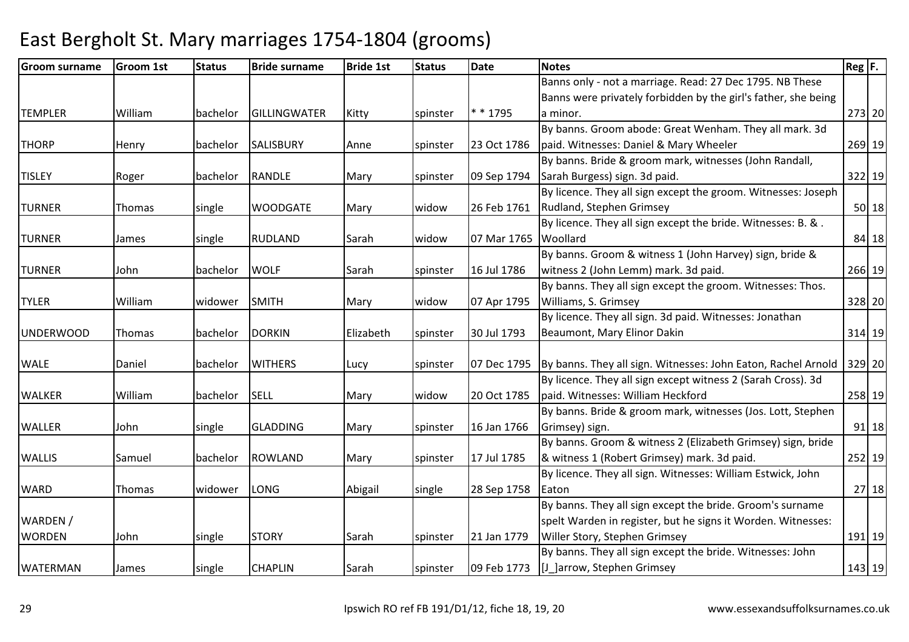# East Bergholt St. Mary marriages 1754-1804 (grooms)

| Groom surname | Groom 1st | Status | Bride surname | Bride 1st | Status | Date | Notes | Reg | F. |
|---|---|---|---|---|---|---|---|---|---|
| TEMPLER | William | bachelor | GILLINGWATER | Kitty | spinster | * * 1795 | Banns only - not a marriage. Read: 27 Dec 1795. NB These Banns were privately forbidden by the girl's father, she being a minor. | 273 | 20 |
| THORP | Henry | bachelor | SALISBURY | Anne | spinster | 23 Oct 1786 | By banns. Groom abode: Great Wenham. They all mark. 3d paid. Witnesses: Daniel & Mary Wheeler | 269 | 19 |
| TISLEY | Roger | bachelor | RANDLE | Mary | spinster | 09 Sep 1794 | By banns. Bride & groom mark, witnesses (John Randall, Sarah Burgess) sign. 3d paid. | 322 | 19 |
| TURNER | Thomas | single | WOODGATE | Mary | widow | 26 Feb 1761 | By licence. They all sign except the groom. Witnesses: Joseph Rudland, Stephen Grimsey | 50 | 18 |
| TURNER | James | single | RUDLAND | Sarah | widow | 07 Mar 1765 | By licence. They all sign except the bride. Witnesses: B. & . Woollard | 84 | 18 |
| TURNER | John | bachelor | WOLF | Sarah | spinster | 16 Jul 1786 | By banns. Groom & witness 1 (John Harvey) sign, bride & witness 2 (John Lemm) mark. 3d paid. | 266 | 19 |
| TYLER | William | widower | SMITH | Mary | widow | 07 Apr 1795 | By banns. They all sign except the groom. Witnesses: Thos. Williams, S. Grimsey | 328 | 20 |
| UNDERWOOD | Thomas | bachelor | DORKIN | Elizabeth | spinster | 30 Jul 1793 | By licence. They all sign. 3d paid. Witnesses: Jonathan Beaumont, Mary Elinor Dakin | 314 | 19 |
| WALE | Daniel | bachelor | WITHERS | Lucy | spinster | 07 Dec 1795 | By banns. They all sign. Witnesses: John Eaton, Rachel Arnold | 329 | 20 |
| WALKER | William | bachelor | SELL | Mary | widow | 20 Oct 1785 | By licence. They all sign except witness 2 (Sarah Cross). 3d paid. Witnesses: William Heckford | 258 | 19 |
| WALLER | John | single | GLADDING | Mary | spinster | 16 Jan 1766 | By banns. Bride & groom mark, witnesses (Jos. Lott, Stephen Grimsey) sign. | 91 | 18 |
| WALLIS | Samuel | bachelor | ROWLAND | Mary | spinster | 17 Jul 1785 | By banns. Groom & witness 2 (Elizabeth Grimsey) sign, bride & witness 1 (Robert Grimsey) mark. 3d paid. | 252 | 19 |
| WARD | Thomas | widower | LONG | Abigail | single | 28 Sep 1758 | By licence. They all sign. Witnesses: William Estwick, John Eaton | 27 | 18 |
| WARDEN / WORDEN | John | single | STORY | Sarah | spinster | 21 Jan 1779 | By banns. They all sign except the bride. Groom's surname spelt Warden in register, but he signs it Worden. Witnesses: Willer Story, Stephen Grimsey | 191 | 19 |
| WATERMAN | James | single | CHAPLIN | Sarah | spinster | 09 Feb 1773 | By banns. They all sign except the bride. Witnesses: John [J_]arrow, Stephen Grimsey | 143 | 19 |

Ipswich RO ref FB 191/D1/12, fiche 18, 19, 20

www.essexandsuffolksurnames.co.uk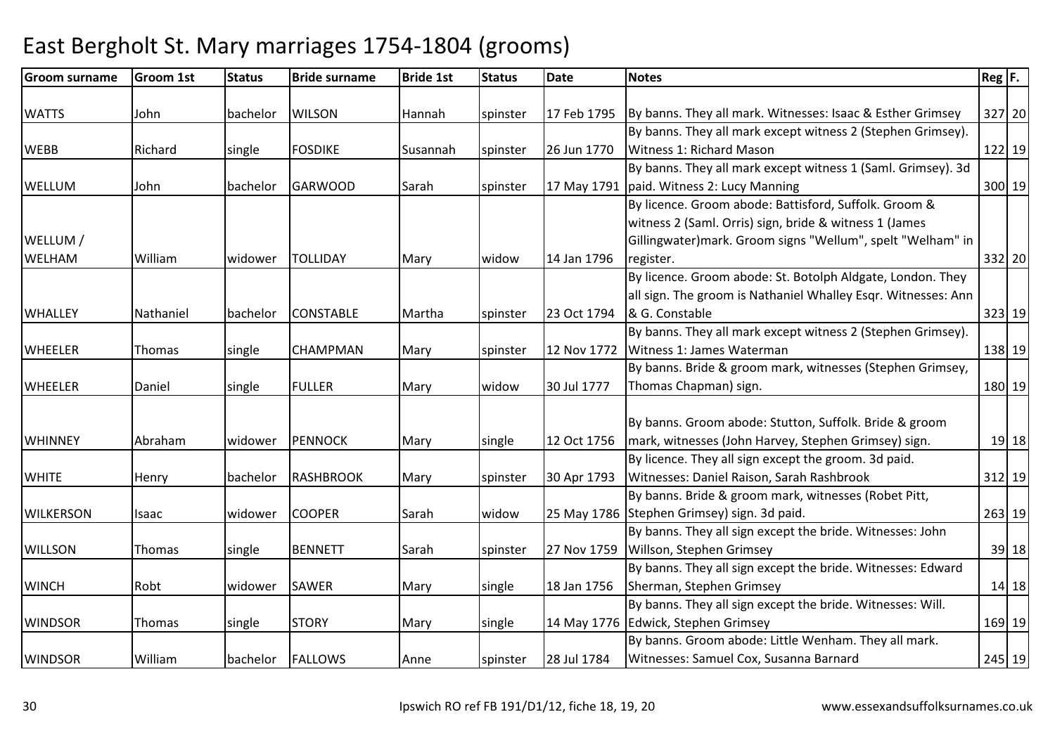# East Bergholt St. Mary marriages 1754-1804 (grooms)

| Groom surname | Groom 1st | Status | Bride surname | Bride 1st | Status | Date | Notes | Reg | F. |
|---|---|---|---|---|---|---|---|---|---|
| WATTS | John | bachelor | WILSON | Hannah | spinster | 17 Feb 1795 | By banns. They all mark. Witnesses: Isaac & Esther Grimsey | 327 | 20 |
| WEBB | Richard | single | FOSDIKE | Susannah | spinster | 26 Jun 1770 | By banns. They all mark except witness 2 (Stephen Grimsey). Witness 1: Richard Mason | 122 | 19 |
| WELLUM | John | bachelor | GARWOOD | Sarah | spinster | 17 May 1791 | By banns. They all mark except witness 1 (Saml. Grimsey). 3d paid. Witness 2: Lucy Manning | 300 | 19 |
| WELLUM / WELHAM | William | widower | TOLLIDAY | Mary | widow | 14 Jan 1796 | By licence. Groom abode: Battisford, Suffolk. Groom & witness 2 (Saml. Orris) sign, bride & witness 1 (James Gillingwater)mark. Groom signs "Wellum", spelt "Welham" in register. | 332 | 20 |
| WHALLEY | Nathaniel | bachelor | CONSTABLE | Martha | spinster | 23 Oct 1794 | By licence. Groom abode: St. Botolph Aldgate, London. They all sign. The groom is Nathaniel Whalley Esqr. Witnesses: Ann & G. Constable | 323 | 19 |
| WHEELER | Thomas | single | CHAMPMAN | Mary | spinster | 12 Nov 1772 | By banns. They all mark except witness 2 (Stephen Grimsey). Witness 1: James Waterman | 138 | 19 |
| WHEELER | Daniel | single | FULLER | Mary | widow | 30 Jul 1777 | By banns. Bride & groom mark, witnesses (Stephen Grimsey, Thomas Chapman) sign. | 180 | 19 |
| WHINNEY | Abraham | widower | PENNOCK | Mary | single | 12 Oct 1756 | By banns. Groom abode: Stutton, Suffolk. Bride & groom mark, witnesses (John Harvey, Stephen Grimsey) sign. | 19 | 18 |
| WHITE | Henry | bachelor | RASHBROOK | Mary | spinster | 30 Apr 1793 | By licence. They all sign except the groom. 3d paid. Witnesses: Daniel Raison, Sarah Rashbrook | 312 | 19 |
| WILKERSON | Isaac | widower | COOPER | Sarah | widow | 25 May 1786 | By banns. Bride & groom mark, witnesses (Robet Pitt, Stephen Grimsey) sign. 3d paid. | 263 | 19 |
| WILLSON | Thomas | single | BENNETT | Sarah | spinster | 27 Nov 1759 | By banns. They all sign except the bride. Witnesses: John Willson, Stephen Grimsey | 39 | 18 |
| WINCH | Robt | widower | SAWER | Mary | single | 18 Jan 1756 | By banns. They all sign except the bride. Witnesses: Edward Sherman, Stephen Grimsey | 14 | 18 |
| WINDSOR | Thomas | single | STORY | Mary | single | 14 May 1776 | By banns. They all sign except the bride. Witnesses: Will. Edwick, Stephen Grimsey | 169 | 19 |
| WINDSOR | William | bachelor | FALLOWS | Anne | spinster | 28 Jul 1784 | By banns. Groom abode: Little Wenham. They all mark. Witnesses: Samuel Cox, Susanna Barnard | 245 | 19 |

Ipswich RO ref FB 191/D1/12, fiche 18, 19, 20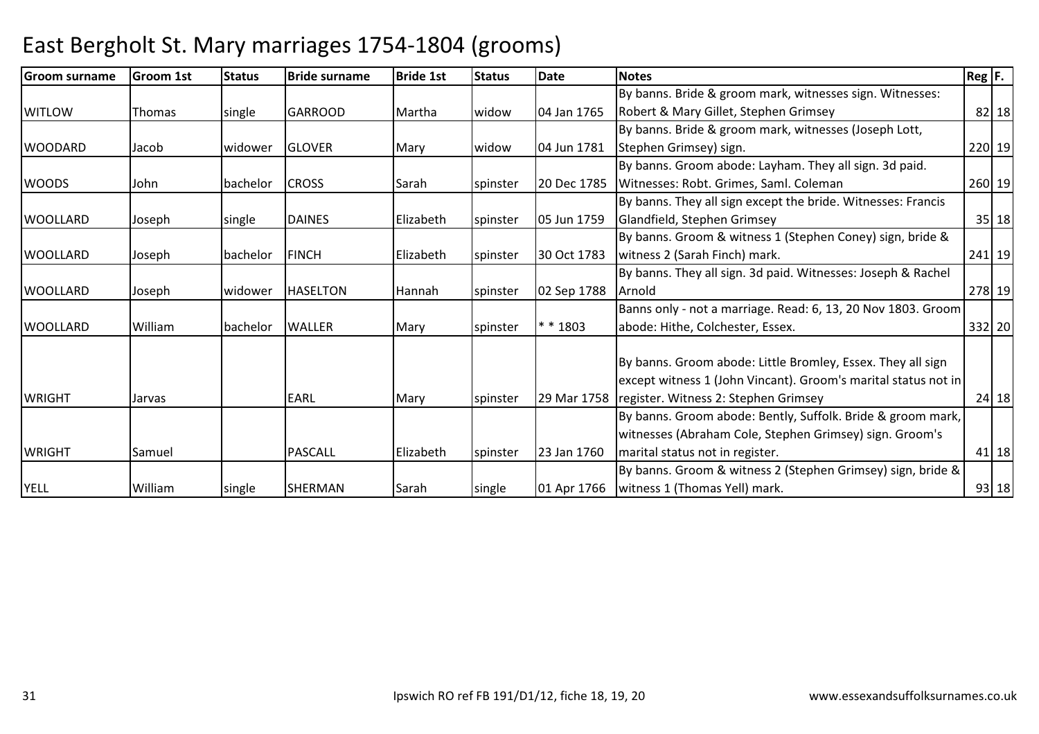# East Bergholt St. Mary marriages 1754-1804 (grooms)

| Groom surname | Groom 1st | Status | Bride surname | Bride 1st | Status | Date | Notes | Reg | F. |
|---|---|---|---|---|---|---|---|---|---|
| WITLOW | Thomas | single | GARROOD | Martha | widow | 04 Jan 1765 | By banns. Bride & groom mark, witnesses sign. Witnesses: Robert & Mary Gillet, Stephen Grimsey | 82 | 18 |
| WOODARD | Jacob | widower | GLOVER | Mary | widow | 04 Jun 1781 | By banns. Bride & groom mark, witnesses (Joseph Lott, Stephen Grimsey) sign. | 220 | 19 |
| WOODS | John | bachelor | CROSS | Sarah | spinster | 20 Dec 1785 | By banns. Groom abode: Layham. They all sign. 3d paid. Witnesses: Robt. Grimes, Saml. Coleman | 260 | 19 |
| WOOLLARD | Joseph | single | DAINES | Elizabeth | spinster | 05 Jun 1759 | By banns. They all sign except the bride. Witnesses: Francis Glandfield, Stephen Grimsey | 35 | 18 |
| WOOLLARD | Joseph | bachelor | FINCH | Elizabeth | spinster | 30 Oct 1783 | By banns. Groom & witness 1 (Stephen Coney) sign, bride & witness 2 (Sarah Finch) mark. | 241 | 19 |
| WOOLLARD | Joseph | widower | HASELTON | Hannah | spinster | 02 Sep 1788 | By banns. They all sign. 3d paid. Witnesses: Joseph & Rachel Arnold | 278 | 19 |
| WOOLLARD | William | bachelor | WALLER | Mary | spinster | * * 1803 | Banns only - not a marriage. Read: 6, 13, 20 Nov 1803. Groom abode: Hithe, Colchester, Essex. | 332 | 20 |
| WRIGHT | Jarvas | | EARL | Mary | spinster | 29 Mar 1758 | By banns. Groom abode: Little Bromley, Essex. They all sign except witness 1 (John Vincant). Groom's marital status not in register. Witness 2: Stephen Grimsey | 24 | 18 |
| WRIGHT | Samuel | | PASCALL | Elizabeth | spinster | 23 Jan 1760 | By banns. Groom abode: Bently, Suffolk. Bride & groom mark, witnesses (Abraham Cole, Stephen Grimsey) sign. Groom's marital status not in register. | 41 | 18 |
| YELL | William | single | SHERMAN | Sarah | single | 01 Apr 1766 | By banns. Groom & witness 2 (Stephen Grimsey) sign, bride & witness 1 (Thomas Yell) mark. | 93 | 18 |

Ipswich RO ref FB 191/D1/12, fiche 18, 19, 20

www.essexandsuffolksurnames.co.uk